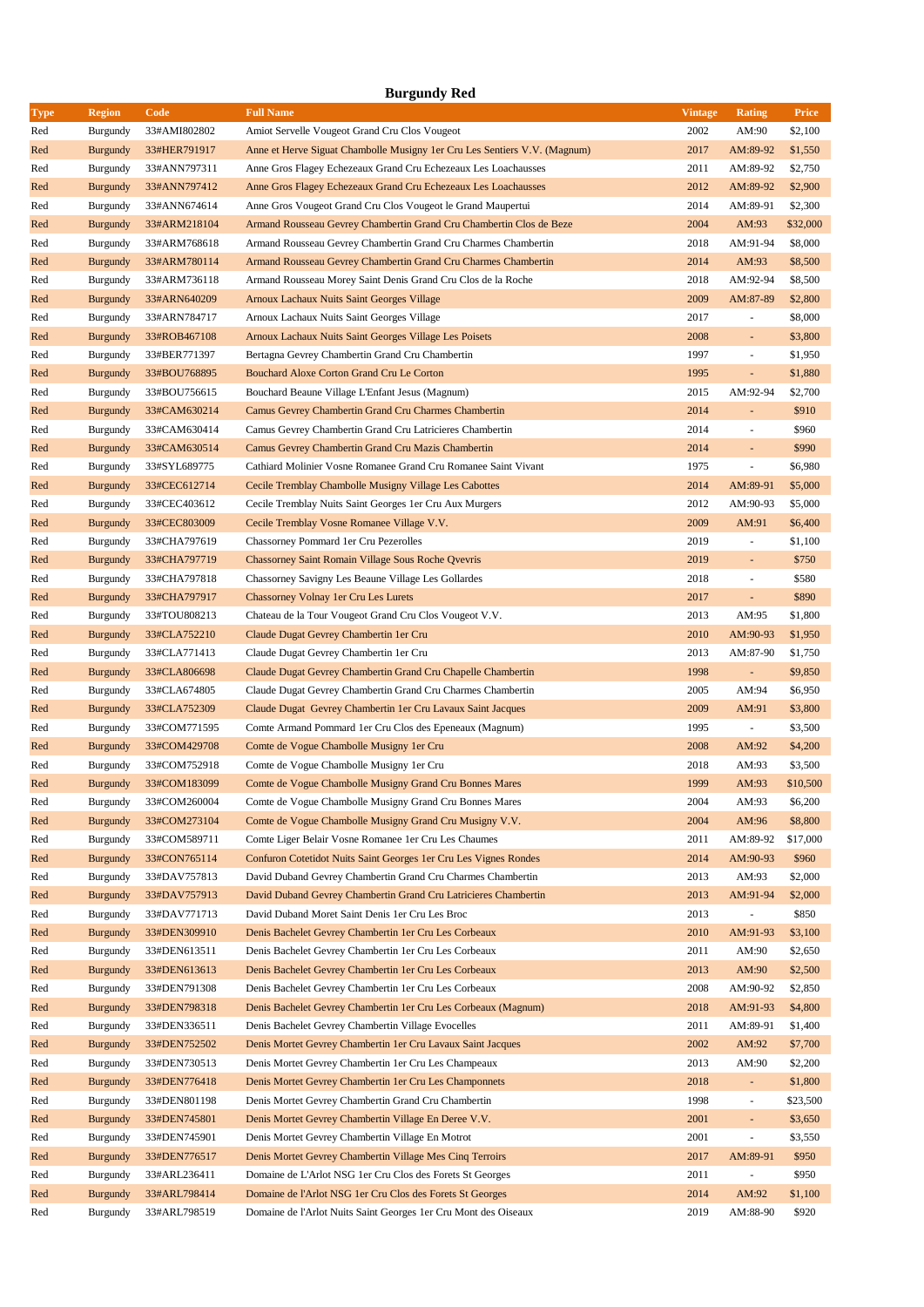# Burgundy Red

| Type | Region | Code | Full Name | Vintage | Rating | Price |
|---|---|---|---|---|---|---|
| Red | Burgundy | 33#AMI802802 | Amiot Servelle Vougeot Grand Cru Clos Vougeot | 2002 | AM:90 | $2,100 |
| Red | Burgundy | 33#HER791917 | Anne et Herve Siguat Chambolle Musigny 1er Cru Les Sentiers V.V. (Magnum) | 2017 | AM:89-92 | $1,550 |
| Red | Burgundy | 33#ANN797311 | Anne Gros Flagey Echezeaux Grand Cru Echezeaux Les Loachausses | 2011 | AM:89-92 | $2,750 |
| Red | Burgundy | 33#ANN797412 | Anne Gros Flagey Echezeaux Grand Cru Echezeaux Les Loachausses | 2012 | AM:89-92 | $2,900 |
| Red | Burgundy | 33#ANN674614 | Anne Gros Vougeot Grand Cru Clos Vougeot le Grand Maupertui | 2014 | AM:89-91 | $2,300 |
| Red | Burgundy | 33#ARM218104 | Armand Rousseau Gevrey Chambertin Grand Cru Chambertin Clos de Beze | 2004 | AM:93 | $32,000 |
| Red | Burgundy | 33#ARM768618 | Armand Rousseau Gevrey Chambertin Grand Cru Charmes Chambertin | 2018 | AM:91-94 | $8,000 |
| Red | Burgundy | 33#ARM780114 | Armand Rousseau Gevrey Chambertin Grand Cru Charmes Chambertin | 2014 | AM:93 | $8,500 |
| Red | Burgundy | 33#ARM736118 | Armand Rousseau Morey Saint Denis Grand Cru Clos de la Roche | 2018 | AM:92-94 | $8,500 |
| Red | Burgundy | 33#ARN640209 | Arnoux Lachaux Nuits Saint Georges Village | 2009 | AM:87-89 | $2,800 |
| Red | Burgundy | 33#ARN784717 | Arnoux Lachaux Nuits Saint Georges Village | 2017 | - | $8,000 |
| Red | Burgundy | 33#ROB467108 | Arnoux Lachaux Nuits Saint Georges Village Les Poisets | 2008 | - | $3,800 |
| Red | Burgundy | 33#BER771397 | Bertagna Gevrey Chambertin Grand Cru Chambertin | 1997 | - | $1,950 |
| Red | Burgundy | 33#BOU768895 | Bouchard Aloxe Corton Grand Cru Le Corton | 1995 | - | $1,880 |
| Red | Burgundy | 33#BOU756615 | Bouchard Beaune Village L'Enfant Jesus (Magnum) | 2015 | AM:92-94 | $2,700 |
| Red | Burgundy | 33#CAM630214 | Camus Gevrey Chambertin Grand Cru Charmes Chambertin | 2014 | - | $910 |
| Red | Burgundy | 33#CAM630414 | Camus Gevrey Chambertin Grand Cru Latricieres Chambertin | 2014 | - | $960 |
| Red | Burgundy | 33#CAM630514 | Camus Gevrey Chambertin Grand Cru Mazis Chambertin | 2014 | - | $990 |
| Red | Burgundy | 33#SYL689775 | Cathiard Molinier Vosne Romanee Grand Cru Romanee Saint Vivant | 1975 | - | $6,980 |
| Red | Burgundy | 33#CEC612714 | Cecile Tremblay Chambolle Musigny Village Les Cabottes | 2014 | AM:89-91 | $5,000 |
| Red | Burgundy | 33#CEC403612 | Cecile Tremblay Nuits Saint Georges 1er Cru Aux Murgers | 2012 | AM:90-93 | $5,000 |
| Red | Burgundy | 33#CEC803009 | Cecile Tremblay Vosne Romanee Village V.V. | 2009 | AM:91 | $6,400 |
| Red | Burgundy | 33#CHA797619 | Chassorney Pommard 1er Cru Pezerolles | 2019 | - | $1,100 |
| Red | Burgundy | 33#CHA797719 | Chassorney Saint Romain Village Sous Roche Qvevris | 2019 | - | $750 |
| Red | Burgundy | 33#CHA797818 | Chassorney Savigny Les Beaune Village Les Gollardes | 2018 | - | $580 |
| Red | Burgundy | 33#CHA797917 | Chassorney Volnay 1er Cru Les Lurets | 2017 | - | $890 |
| Red | Burgundy | 33#TOU808213 | Chateau de la Tour Vougeot Grand Cru Clos Vougeot V.V. | 2013 | AM:95 | $1,800 |
| Red | Burgundy | 33#CLA752210 | Claude Dugat Gevrey Chambertin 1er Cru | 2010 | AM:90-93 | $1,950 |
| Red | Burgundy | 33#CLA771413 | Claude Dugat Gevrey Chambertin 1er Cru | 2013 | AM:87-90 | $1,750 |
| Red | Burgundy | 33#CLA806698 | Claude Dugat Gevrey Chambertin Grand Cru Chapelle Chambertin | 1998 | - | $9,850 |
| Red | Burgundy | 33#CLA674805 | Claude Dugat Gevrey Chambertin Grand Cru Charmes Chambertin | 2005 | AM:94 | $6,950 |
| Red | Burgundy | 33#CLA752309 | Claude Dugat Gevrey Chambertin 1er Cru Lavaux Saint Jacques | 2009 | AM:91 | $3,800 |
| Red | Burgundy | 33#COM771595 | Comte Armand Pommard 1er Cru Clos des Epeneaux (Magnum) | 1995 | - | $3,500 |
| Red | Burgundy | 33#COM429708 | Comte de Vogue Chambolle Musigny 1er Cru | 2008 | AM:92 | $4,200 |
| Red | Burgundy | 33#COM752918 | Comte de Vogue Chambolle Musigny 1er Cru | 2018 | AM:93 | $3,500 |
| Red | Burgundy | 33#COM183099 | Comte de Vogue Chambolle Musigny Grand Cru Bonnes Mares | 1999 | AM:93 | $10,500 |
| Red | Burgundy | 33#COM260004 | Comte de Vogue Chambolle Musigny Grand Cru Bonnes Mares | 2004 | AM:93 | $6,200 |
| Red | Burgundy | 33#COM273104 | Comte de Vogue Chambolle Musigny Grand Cru Musigny V.V. | 2004 | AM:96 | $8,800 |
| Red | Burgundy | 33#COM589711 | Comte Liger Belair Vosne Romanee 1er Cru Les Chaumes | 2011 | AM:89-92 | $17,000 |
| Red | Burgundy | 33#CON765114 | Confuron Cotetidot Nuits Saint Georges 1er Cru Les Vignes Rondes | 2014 | AM:90-93 | $960 |
| Red | Burgundy | 33#DAV757813 | David Duband Gevrey Chambertin Grand Cru Charmes Chambertin | 2013 | AM:93 | $2,000 |
| Red | Burgundy | 33#DAV757913 | David Duband Gevrey Chambertin Grand Cru Latricieres Chambertin | 2013 | AM:91-94 | $2,000 |
| Red | Burgundy | 33#DAV771713 | David Duband Moret Saint Denis 1er Cru Les Broc | 2013 | - | $850 |
| Red | Burgundy | 33#DEN309910 | Denis Bachelet Gevrey Chambertin 1er Cru Les Corbeaux | 2010 | AM:91-93 | $3,100 |
| Red | Burgundy | 33#DEN613511 | Denis Bachelet Gevrey Chambertin 1er Cru Les Corbeaux | 2011 | AM:90 | $2,650 |
| Red | Burgundy | 33#DEN613613 | Denis Bachelet Gevrey Chambertin 1er Cru Les Corbeaux | 2013 | AM:90 | $2,500 |
| Red | Burgundy | 33#DEN791308 | Denis Bachelet Gevrey Chambertin 1er Cru Les Corbeaux | 2008 | AM:90-92 | $2,850 |
| Red | Burgundy | 33#DEN798318 | Denis Bachelet Gevrey Chambertin 1er Cru Les Corbeaux (Magnum) | 2018 | AM:91-93 | $4,800 |
| Red | Burgundy | 33#DEN336511 | Denis Bachelet Gevrey Chambertin Village Evocelles | 2011 | AM:89-91 | $1,400 |
| Red | Burgundy | 33#DEN752502 | Denis Mortet Gevrey Chambertin 1er Cru Lavaux Saint Jacques | 2002 | AM:92 | $7,700 |
| Red | Burgundy | 33#DEN730513 | Denis Mortet Gevrey Chambertin 1er Cru Les Champeaux | 2013 | AM:90 | $2,200 |
| Red | Burgundy | 33#DEN776418 | Denis Mortet Gevrey Chambertin 1er Cru Les Champonnets | 2018 | - | $1,800 |
| Red | Burgundy | 33#DEN801198 | Denis Mortet Gevrey Chambertin Grand Cru Chambertin | 1998 | - | $23,500 |
| Red | Burgundy | 33#DEN745801 | Denis Mortet Gevrey Chambertin Village En Deree V.V. | 2001 | - | $3,650 |
| Red | Burgundy | 33#DEN745901 | Denis Mortet Gevrey Chambertin Village En Motrot | 2001 | - | $3,550 |
| Red | Burgundy | 33#DEN776517 | Denis Mortet Gevrey Chambertin Village Mes Cinq Terroirs | 2017 | AM:89-91 | $950 |
| Red | Burgundy | 33#ARL236411 | Domaine de L'Arlot NSG 1er Cru Clos des Forets St Georges | 2011 | - | $950 |
| Red | Burgundy | 33#ARL798414 | Domaine de l'Arlot NSG 1er Cru Clos des Forets St Georges | 2014 | AM:92 | $1,100 |
| Red | Burgundy | 33#ARL798519 | Domaine de l'Arlot Nuits Saint Georges 1er Cru Mont des Oiseaux | 2019 | AM:88-90 | $920 |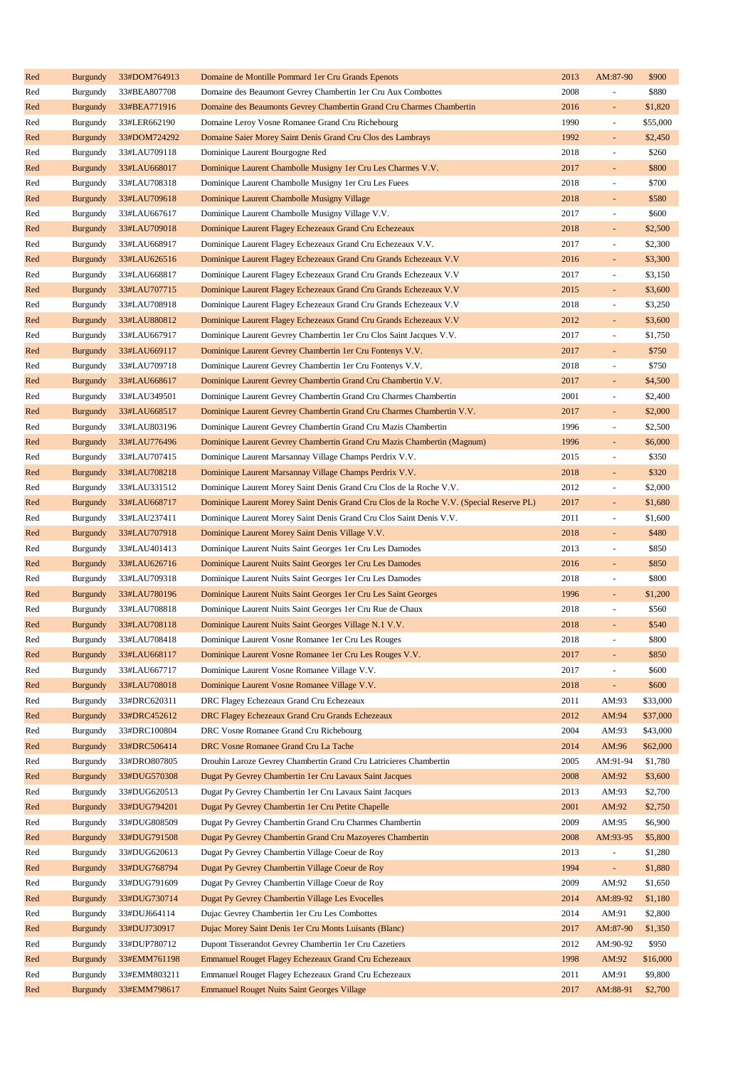| | | | | | | |
|---|---|---|---|---|---|---|
| Red | Burgundy | 33#DOM764913 | Domaine de Montille Pommard 1er Cru Grands Epenots | 2013 | AM:87-90 | $900 |
| Red | Burgundy | 33#BEA807708 | Domaine des Beaumont Gevrey Chambertin 1er Cru Aux Combottes | 2008 | - | $880 |
| Red | Burgundy | 33#BEA771916 | Domaine des Beaumonts Gevrey Chambertin Grand Cru Charmes Chambertin | 2016 | - | $1,820 |
| Red | Burgundy | 33#LER662190 | Domaine Leroy Vosne Romanee Grand Cru Richebourg | 1990 | - | $55,000 |
| Red | Burgundy | 33#DOM724292 | Domaine Saier Morey Saint Denis Grand Cru Clos des Lambrays | 1992 | - | $2,450 |
| Red | Burgundy | 33#LAU709118 | Dominique Laurent Bourgogne Red | 2018 | - | $260 |
| Red | Burgundy | 33#LAU668017 | Dominique Laurent Chambolle Musigny 1er Cru Les Charmes V.V. | 2017 | - | $800 |
| Red | Burgundy | 33#LAU708318 | Dominique Laurent Chambolle Musigny 1er Cru Les Fuees | 2018 | - | $700 |
| Red | Burgundy | 33#LAU709618 | Dominique Laurent Chambolle Musigny Village | 2018 | - | $580 |
| Red | Burgundy | 33#LAU667617 | Dominique Laurent Chambolle Musigny Village V.V. | 2017 | - | $600 |
| Red | Burgundy | 33#LAU709018 | Dominique Laurent Flagey Echezeaux Grand Cru Echezeaux | 2018 | - | $2,500 |
| Red | Burgundy | 33#LAU668917 | Dominique Laurent Flagey Echezeaux Grand Cru Echezeaux V.V. | 2017 | - | $2,300 |
| Red | Burgundy | 33#LAU626516 | Dominique Laurent Flagey Echezeaux Grand Cru Grands Echezeaux V.V | 2016 | - | $3,300 |
| Red | Burgundy | 33#LAU668817 | Dominique Laurent Flagey Echezeaux Grand Cru Grands Echezeaux V.V | 2017 | - | $3,150 |
| Red | Burgundy | 33#LAU707715 | Dominique Laurent Flagey Echezeaux Grand Cru Grands Echezeaux V.V | 2015 | - | $3,600 |
| Red | Burgundy | 33#LAU708918 | Dominique Laurent Flagey Echezeaux Grand Cru Grands Echezeaux V.V | 2018 | - | $3,250 |
| Red | Burgundy | 33#LAU880812 | Dominique Laurent Flagey Echezeaux Grand Cru Grands Echezeaux V.V | 2012 | - | $3,600 |
| Red | Burgundy | 33#LAU667917 | Dominique Laurent Gevrey Chambertin 1er Cru Clos Saint Jacques V.V. | 2017 | - | $1,750 |
| Red | Burgundy | 33#LAU669117 | Dominique Laurent Gevrey Chambertin 1er Cru Fontenys V.V. | 2017 | - | $750 |
| Red | Burgundy | 33#LAU709718 | Dominique Laurent Gevrey Chambertin 1er Cru Fontenys V.V. | 2018 | - | $750 |
| Red | Burgundy | 33#LAU668617 | Dominique Laurent Gevrey Chambertin Grand Cru Chambertin V.V. | 2017 | - | $4,500 |
| Red | Burgundy | 33#LAU349501 | Dominique Laurent Gevrey Chambertin Grand Cru Charmes Chambertin | 2001 | - | $2,400 |
| Red | Burgundy | 33#LAU668517 | Dominique Laurent Gevrey Chambertin Grand Cru Charmes Chambertin V.V. | 2017 | - | $2,000 |
| Red | Burgundy | 33#LAU803196 | Dominique Laurent Gevrey Chambertin Grand Cru Mazis Chambertin | 1996 | - | $2,500 |
| Red | Burgundy | 33#LAU776496 | Dominique Laurent Gevrey Chambertin Grand Cru Mazis Chambertin (Magnum) | 1996 | - | $6,000 |
| Red | Burgundy | 33#LAU707415 | Dominique Laurent Marsannay Village Champs Perdrix V.V. | 2015 | - | $350 |
| Red | Burgundy | 33#LAU708218 | Dominique Laurent Marsannay Village Champs Perdrix V.V. | 2018 | - | $320 |
| Red | Burgundy | 33#LAU331512 | Dominique Laurent Morey Saint Denis Grand Cru Clos de la Roche V.V. | 2012 | - | $2,000 |
| Red | Burgundy | 33#LAU668717 | Dominique Laurent Morey Saint Denis Grand Cru Clos de la Roche V.V. (Special Reserve PL) | 2017 | - | $1,680 |
| Red | Burgundy | 33#LAU237411 | Dominique Laurent Morey Saint Denis Grand Cru Clos Saint Denis V.V. | 2011 | - | $1,600 |
| Red | Burgundy | 33#LAU707918 | Dominique Laurent Morey Saint Denis Village V.V. | 2018 | - | $480 |
| Red | Burgundy | 33#LAU401413 | Dominique Laurent Nuits Saint Georges 1er Cru Les Damodes | 2013 | - | $850 |
| Red | Burgundy | 33#LAU626716 | Dominique Laurent Nuits Saint Georges 1er Cru Les Damodes | 2016 | - | $850 |
| Red | Burgundy | 33#LAU709318 | Dominique Laurent Nuits Saint Georges 1er Cru Les Damodes | 2018 | - | $800 |
| Red | Burgundy | 33#LAU780196 | Dominique Laurent Nuits Saint Georges 1er Cru Les Saint Georges | 1996 | - | $1,200 |
| Red | Burgundy | 33#LAU708818 | Dominique Laurent Nuits Saint Georges 1er Cru Rue de Chaux | 2018 | - | $560 |
| Red | Burgundy | 33#LAU708118 | Dominique Laurent Nuits Saint Georges Village N.1 V.V. | 2018 | - | $540 |
| Red | Burgundy | 33#LAU708418 | Dominique Laurent Vosne Romanee 1er Cru Les Rouges | 2018 | - | $800 |
| Red | Burgundy | 33#LAU668117 | Dominique Laurent Vosne Romanee 1er Cru Les Rouges V.V. | 2017 | - | $850 |
| Red | Burgundy | 33#LAU667717 | Dominique Laurent Vosne Romanee Village V.V. | 2017 | - | $600 |
| Red | Burgundy | 33#LAU708018 | Dominique Laurent Vosne Romanee Village V.V. | 2018 | - | $600 |
| Red | Burgundy | 33#DRC620311 | DRC Flagey Echezeaux Grand Cru Echezeaux | 2011 | AM:93 | $33,000 |
| Red | Burgundy | 33#DRC452612 | DRC Flagey Echezeaux Grand Cru Grands Echezeaux | 2012 | AM:94 | $37,000 |
| Red | Burgundy | 33#DRC100804 | DRC Vosne Romanee Grand Cru Richebourg | 2004 | AM:93 | $43,000 |
| Red | Burgundy | 33#DRC506414 | DRC Vosne Romanee Grand Cru La Tache | 2014 | AM:96 | $62,000 |
| Red | Burgundy | 33#DRO807805 | Drouhin Laroze Gevrey Chambertin Grand Cru Latricieres Chambertin | 2005 | AM:91-94 | $1,780 |
| Red | Burgundy | 33#DUG570308 | Dugat Py Gevrey Chambertin 1er Cru Lavaux Saint Jacques | 2008 | AM:92 | $3,600 |
| Red | Burgundy | 33#DUG620513 | Dugat Py Gevrey Chambertin 1er Cru Lavaux Saint Jacques | 2013 | AM:93 | $2,700 |
| Red | Burgundy | 33#DUG794201 | Dugat Py Gevrey Chambertin 1er Cru Petite Chapelle | 2001 | AM:92 | $2,750 |
| Red | Burgundy | 33#DUG808509 | Dugat Py Gevrey Chambertin Grand Cru Charmes Chambertin | 2009 | AM:95 | $6,900 |
| Red | Burgundy | 33#DUG791508 | Dugat Py Gevrey Chambertin Grand Cru Mazoyeres Chambertin | 2008 | AM:93-95 | $5,800 |
| Red | Burgundy | 33#DUG620613 | Dugat Py Gevrey Chambertin Village Coeur de Roy | 2013 | - | $1,280 |
| Red | Burgundy | 33#DUG768794 | Dugat Py Gevrey Chambertin Village Coeur de Roy | 1994 | - | $1,880 |
| Red | Burgundy | 33#DUG791609 | Dugat Py Gevrey Chambertin Village Coeur de Roy | 2009 | AM:92 | $1,650 |
| Red | Burgundy | 33#DUG730714 | Dugat Py Gevrey Chambertin Village Les Evocelles | 2014 | AM:89-92 | $1,180 |
| Red | Burgundy | 33#DUJ664114 | Dujac Gevrey Chambertin 1er Cru Les Combottes | 2014 | AM:91 | $2,800 |
| Red | Burgundy | 33#DUJ730917 | Dujac Morey Saint Denis 1er Cru Monts Luisants (Blanc) | 2017 | AM:87-90 | $1,350 |
| Red | Burgundy | 33#DUP780712 | Dupont Tisserandot Gevrey Chambertin 1er Cru Cazetiers | 2012 | AM:90-92 | $950 |
| Red | Burgundy | 33#EMM761198 | Emmanuel Rouget Flagey Echezeaux Grand Cru Echezeaux | 1998 | AM:92 | $16,000 |
| Red | Burgundy | 33#EMM803211 | Emmanuel Rouget Flagey Echezeaux Grand Cru Echezeaux | 2011 | AM:91 | $9,800 |
| Red | Burgundy | 33#EMM798617 | Emmanuel Rouget Nuits Saint Georges Village | 2017 | AM:88-91 | $2,700 |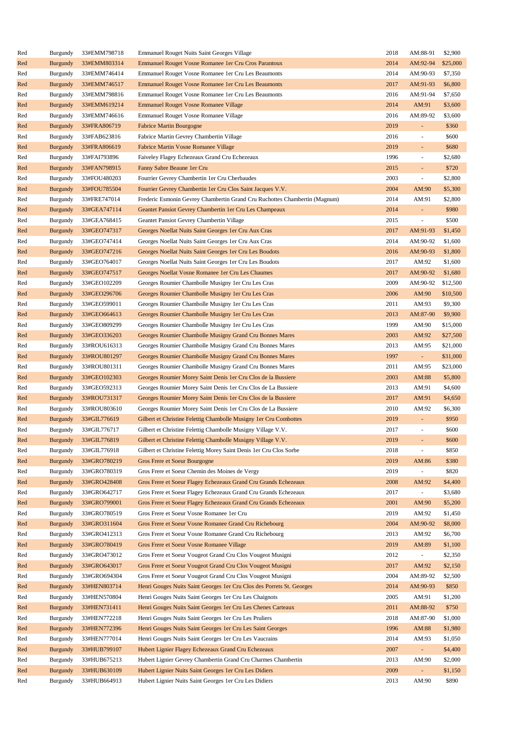| Red | Burgundy | 33#EMM798718 | Emmanuel Rouget Nuits Saint Georges Village | 2018 | AM:88-91 | $2,900 |
|---|---|---|---|---|---|---|
| Red | Burgundy | 33#EMM803314 | Emmanuel Rouget Vosne Romanee 1er Cru Cros Parantoux | 2014 | AM:92-94 | $25,000 |
| Red | Burgundy | 33#EMM746414 | Emmanuel Rouget Vosne Romanee 1er Cru Les Beaumonts | 2014 | AM:90-93 | $7,350 |
| Red | Burgundy | 33#EMM746517 | Emmanuel Rouget Vosne Romanee 1er Cru Les Beaumonts | 2017 | AM:91-93 | $6,800 |
| Red | Burgundy | 33#EMM798816 | Emmanuel Rouget Vosne Romanee 1er Cru Les Beaumonts | 2016 | AM:91-94 | $7,650 |
| Red | Burgundy | 33#EMM619214 | Emmanuel Rouget Vosne Romanee Village | 2014 | AM:91 | $3,600 |
| Red | Burgundy | 33#EMM746616 | Emmanuel Rouget Vosne Romanee Village | 2016 | AM:89-92 | $3,600 |
| Red | Burgundy | 33#FRA806719 | Fabrice Martin Bourgogne | 2019 | - | $360 |
| Red | Burgundy | 33#FAB623816 | Fabrice Martin Gevrey Chambertin Village | 2016 | - | $600 |
| Red | Burgundy | 33#FRA806619 | Fabrice Martin Vosne Romanee Village | 2019 | - | $680 |
| Red | Burgundy | 33#FAI793896 | Faiveley Flagey Echezeaux Grand Cru Echezeaux | 1996 | - | $2,680 |
| Red | Burgundy | 33#FAN798915 | Fanny Sabre Beaune 1er Cru | 2015 | - | $720 |
| Red | Burgundy | 33#FOU480203 | Fourrier Gevrey Chambertin 1er Cru Cherbaudes | 2003 | - | $2,800 |
| Red | Burgundy | 33#FOU785504 | Fourrier Gevrey Chambertin 1er Cru Clos Saint Jacques V.V. | 2004 | AM:90 | $5,300 |
| Red | Burgundy | 33#FRE747014 | Frederic Esmonin Gevrey Chambertin Grand Cru Ruchottes Chambertin (Magnum) | 2014 | AM:91 | $2,800 |
| Red | Burgundy | 33#GEA747114 | Geantet Pansiot Gevrey Chambertin 1er Cru Les Champeaux | 2014 | - | $980 |
| Red | Burgundy | 33#GEA768415 | Geantet Pansiot Gevrey Chambertin Village | 2015 | - | $500 |
| Red | Burgundy | 33#GEO747317 | Georges Noellat Nuits Saint Georges 1er Cru Aux Cras | 2017 | AM:91-93 | $1,450 |
| Red | Burgundy | 33#GEO747414 | Georges Noellat Nuits Saint Georges 1er Cru Aux Cras | 2014 | AM:90-92 | $1,600 |
| Red | Burgundy | 33#GEO747216 | Georges Noellat Nuits Saint Georges 1er Cru Les Boudots | 2016 | AM:90-93 | $1,800 |
| Red | Burgundy | 33#GEO764017 | Georges Noellat Nuits Saint Georges 1er Cru Les Boudots | 2017 | AM:92 | $1,600 |
| Red | Burgundy | 33#GEO747517 | Georges Noellat Vosne Romanee 1er Cru Les Chaumes | 2017 | AM:90-92 | $1,680 |
| Red | Burgundy | 33#GEO102209 | Georges Roumier Chambolle Musigny 1er Cru Les Cras | 2009 | AM:90-92 | $12,500 |
| Red | Burgundy | 33#GEO296706 | Georges Roumier Chambolle Musigny 1er Cru Les Cras | 2006 | AM:90 | $10,500 |
| Red | Burgundy | 33#GEO599011 | Georges Roumier Chambolle Musigny 1er Cru Les Cras | 2011 | AM:93 | $9,300 |
| Red | Burgundy | 33#GEO664613 | Georges Roumier Chambolle Musigny 1er Cru Les Cras | 2013 | AM:87-90 | $9,900 |
| Red | Burgundy | 33#GEO809299 | Georges Roumier Chambolle Musigny 1er Cru Les Cras | 1999 | AM:90 | $15,000 |
| Red | Burgundy | 33#GEO336203 | Georges Roumier Chambolle Musigny Grand Cru Bonnes Mares | 2003 | AM:92 | $27,500 |
| Red | Burgundy | 33#ROU616313 | Georges Roumier Chambolle Musigny Grand Cru Bonnes Mares | 2013 | AM:95 | $21,000 |
| Red | Burgundy | 33#ROU801297 | Georges Roumier Chambolle Musigny Grand Cru Bonnes Mares | 1997 | - | $31,000 |
| Red | Burgundy | 33#ROU801311 | Georges Roumier Chambolle Musigny Grand Cru Bonnes Mares | 2011 | AM:95 | $23,000 |
| Red | Burgundy | 33#GEO102303 | Georges Roumier Morey Saint Denis 1er Cru Clos de la Bussiere | 2003 | AM:88 | $5,800 |
| Red | Burgundy | 33#GEO592313 | Georges Roumier Morey Saint Denis 1er Cru Clos de La Bussiere | 2013 | AM:91 | $4,600 |
| Red | Burgundy | 33#ROU731317 | Georges Roumier Morey Saint Denis 1er Cru Clos de la Bussiere | 2017 | AM:91 | $4,650 |
| Red | Burgundy | 33#ROU803610 | Georges Roumier Morey Saint Denis 1er Cru Clos de La Bussiere | 2010 | AM:92 | $6,300 |
| Red | Burgundy | 33#GIL776619 | Gilbert et Christine Felettig Chambolle Musigny 1er Cru Combottes | 2019 | - | $950 |
| Red | Burgundy | 33#GIL776717 | Gilbert et Christine Felettig Chambolle Musigny Village V.V. | 2017 | - | $600 |
| Red | Burgundy | 33#GIL776819 | Gilbert et Christine Felettig Chambolle Musigny Village V.V. | 2019 | - | $600 |
| Red | Burgundy | 33#GIL776918 | Gilbert et Christine Felettig Morey Saint Denis 1er Cru Clos Sorbe | 2018 | - | $850 |
| Red | Burgundy | 33#GRO780219 | Gros Frere et Soeur Bourgogne | 2019 | AM:86 | $380 |
| Red | Burgundy | 33#GRO780319 | Gros Frere et Soeur Chemin des Moines de Vergy | 2019 | - | $820 |
| Red | Burgundy | 33#GRO428408 | Gros Frere et Soeur Flagey Echezeaux Grand Cru Grands Echezeaux | 2008 | AM:92 | $4,400 |
| Red | Burgundy | 33#GRO642717 | Gros Frere et Soeur Flagey Echezeaux Grand Cru Grands Echezeaux | 2017 | - | $3,680 |
| Red | Burgundy | 33#GRO799001 | Gros Frere et Soeur Flagey Echezeaux Grand Cru Grands Echezeaux | 2001 | AM:90 | $5,200 |
| Red | Burgundy | 33#GRO780519 | Gros Frere et Soeur Vosne Romanee 1er Cru | 2019 | AM:92 | $1,450 |
| Red | Burgundy | 33#GRO311604 | Gros Frere et Soeur Vosne Romanee Grand Cru Richebourg | 2004 | AM:90-92 | $8,000 |
| Red | Burgundy | 33#GRO412313 | Gros Frere et Soeur Vosne Romanee Grand Cru Richebourg | 2013 | AM:92 | $6,700 |
| Red | Burgundy | 33#GRO780419 | Gros Frere et Soeur Vosne Romanee Village | 2019 | AM:89 | $1,100 |
| Red | Burgundy | 33#GRO473012 | Gros Frere et Soeur Vougeot Grand Cru Clos Vougeot Musigni | 2012 | - | $2,350 |
| Red | Burgundy | 33#GRO643017 | Gros Frere et Soeur Vougeot Grand Cru Clos Vougeot Musigni | 2017 | AM:92 | $2,150 |
| Red | Burgundy | 33#GRO694304 | Gros Frere et Soeur Vougeot Grand Cru Clos Vougeot Musigni | 2004 | AM:89-92 | $2,500 |
| Red | Burgundy | 33#HEN803714 | Henri Gouges Nuits Saint Georges 1er Cru Clos des Porrets St. Georges | 2014 | AM:90-93 | $850 |
| Red | Burgundy | 33#HEN570804 | Henri Gouges Nuits Saint Georges 1er Cru Les Chaignots | 2005 | AM:91 | $1,200 |
| Red | Burgundy | 33#HEN731411 | Henri Gouges Nuits Saint Georges 1er Cru Les Chenes Carteaux | 2011 | AM:88-92 | $750 |
| Red | Burgundy | 33#HEN772218 | Henri Gouges Nuits Saint Georges 1er Cru Les Pruliers | 2018 | AM:87-90 | $1,000 |
| Red | Burgundy | 33#HEN772396 | Henri Gouges Nuits Saint Georges 1er Cru Les Saint Georges | 1996 | AM:88 | $1,980 |
| Red | Burgundy | 33#HEN777014 | Henri Gouges Nuits Saint Georges 1er Cru Les Vaucrains | 2014 | AM:93 | $1,050 |
| Red | Burgundy | 33#HUB799107 | Hubert Lignier Flagey Echezeaux Grand Cru Echezeaux | 2007 | - | $4,400 |
| Red | Burgundy | 33#HUB675213 | Hubert Lignier Gevrey Chambertin Grand Cru Charmes Chambertin | 2013 | AM:90 | $2,000 |
| Red | Burgundy | 33#HUB630109 | Hubert Lignier Nuits Saint Georges 1er Cru Les Didiers | 2009 | - | $1,150 |
| Red | Burgundy | 33#HUB664913 | Hubert Lignier Nuits Saint Georges 1er Cru Les Didiers | 2013 | AM:90 | $890 |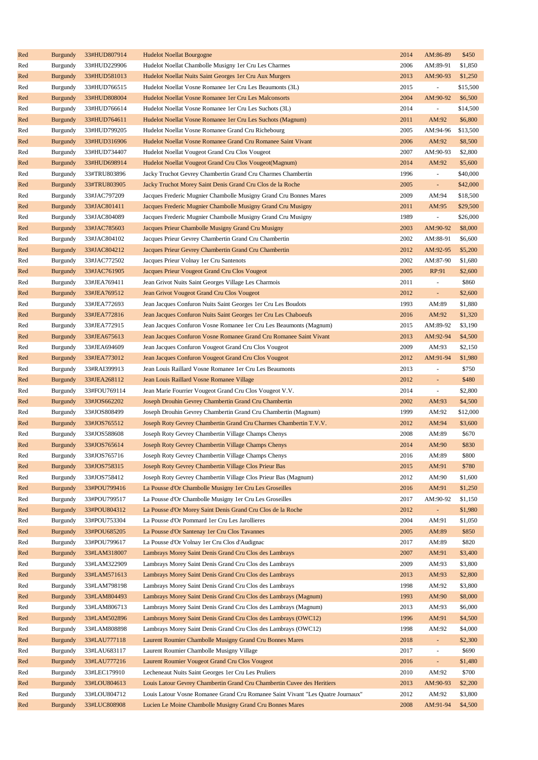| Red | Burgundy | 33#HUD807914 | Hudelot Noellat Bourgogne | 2014 | AM:86-89 | $450 |
|---|---|---|---|---|---|---|
| Red | Burgundy | 33#HUD229906 | Hudelot Noellat Chambolle Musigny 1er Cru Les Charmes | 2006 | AM:89-91 | $1,850 |
| Red | Burgundy | 33#HUD581013 | Hudelot Noellat Nuits Saint Georges 1er Cru Aux Murgers | 2013 | AM:90-93 | $1,250 |
| Red | Burgundy | 33#HUD766515 | Hudelot Noellat Vosne Romanee 1er Cru Les Beaumonts (3L) | 2015 | - | $15,500 |
| Red | Burgundy | 33#HUD808004 | Hudelot Noellat Vosne Romanee 1er Cru Les Malconsorts | 2004 | AM:90-92 | $6,500 |
| Red | Burgundy | 33#HUD766614 | Hudelot Noellat Vosne Romanee 1er Cru Les Suchots (3L) | 2014 | - | $14,500 |
| Red | Burgundy | 33#HUD764611 | Hudelot Noellat Vosne Romanee 1er Cru Les Suchots (Magnum) | 2011 | AM:92 | $6,800 |
| Red | Burgundy | 33#HUD799205 | Hudelot Noellat Vosne Romanee Grand Cru Richebourg | 2005 | AM:94-96 | $13,500 |
| Red | Burgundy | 33#HUD316906 | Hudelot Noellat Vosne Romanee Grand Cru Romanee Saint Vivant | 2006 | AM:92 | $8,500 |
| Red | Burgundy | 33#HUD734407 | Hudelot Noellat Vougeot Grand Cru Clos Vougeot | 2007 | AM:90-93 | $2,800 |
| Red | Burgundy | 33#HUD698914 | Hudelot Noellat Vougeot Grand Cru Clos Vougeot(Magnum) | 2014 | AM:92 | $5,600 |
| Red | Burgundy | 33#TRU803896 | Jacky Truchot Gevrey Chambertin Grand Cru Charmes Chambertin | 1996 | - | $40,000 |
| Red | Burgundy | 33#TRU803905 | Jacky Truchot Morey Saint Denis Grand Cru Clos de la Roche | 2005 | - | $42,000 |
| Red | Burgundy | 33#JAC797209 | Jacques Frederic Mugnier Chambolle Musigny Grand Cru Bonnes Mares | 2009 | AM:94 | $18,500 |
| Red | Burgundy | 33#JAC801411 | Jacques Frederic Mugnier Chambolle Musigny Grand Cru Musigny | 2011 | AM:95 | $29,500 |
| Red | Burgundy | 33#JAC804089 | Jacques Frederic Mugnier Chambolle Musigny Grand Cru Musigny | 1989 | - | $26,000 |
| Red | Burgundy | 33#JAC785603 | Jacques Prieur Chambolle Musigny Grand Cru Musigny | 2003 | AM:90-92 | $8,000 |
| Red | Burgundy | 33#JAC804102 | Jacques Prieur Gevrey Chambertin Grand Cru Chambertin | 2002 | AM:88-91 | $6,600 |
| Red | Burgundy | 33#JAC804212 | Jacques Prieur Gevrey Chambertin Grand Cru Chambertin | 2012 | AM:92-95 | $5,200 |
| Red | Burgundy | 33#JAC772502 | Jacques Prieur Volnay 1er Cru Santenots | 2002 | AM:87-90 | $1,680 |
| Red | Burgundy | 33#JAC761905 | Jacques Prieur Vougeot Grand Cru Clos Vougeot | 2005 | RP:91 | $2,600 |
| Red | Burgundy | 33#JEA769411 | Jean Grivot Nuits Saint Georges Village Les Charmois | 2011 | - | $860 |
| Red | Burgundy | 33#JEA769512 | Jean Grivot Vougeot Grand Cru Clos Vougeot | 2012 | - | $2,600 |
| Red | Burgundy | 33#JEA772693 | Jean Jacques Confuron Nuits Saint Georges 1er Cru Les Boudots | 1993 | AM:89 | $1,880 |
| Red | Burgundy | 33#JEA772816 | Jean Jacques Confuron Nuits Saint Georges 1er Cru Les Chaboeufs | 2016 | AM:92 | $1,320 |
| Red | Burgundy | 33#JEA772915 | Jean Jacques Confuron Vosne Romanee 1er Cru Les Beaumonts (Magnum) | 2015 | AM:89-92 | $3,190 |
| Red | Burgundy | 33#JEA675613 | Jean Jacques Confuron Vosne Romanee Grand Cru Romanee Saint Vivant | 2013 | AM:92-94 | $4,500 |
| Red | Burgundy | 33#JEA694609 | Jean Jacques Confuron Vougeot Grand Cru Clos Vougeot | 2009 | AM:93 | $2,150 |
| Red | Burgundy | 33#JEA773012 | Jean Jacques Confuron Vougeot Grand Cru Clos Vougeot | 2012 | AM:91-94 | $1,980 |
| Red | Burgundy | 33#RAI399913 | Jean Louis Raillard Vosne Romanee 1er Cru Les Beaumonts | 2013 | - | $750 |
| Red | Burgundy | 33#JEA268112 | Jean Louis Raillard Vosne Romanee Village | 2012 | - | $480 |
| Red | Burgundy | 33#FOU769114 | Jean Marie Fourrier Vougeot Grand Cru Clos Vougeot V.V. | 2014 | - | $2,800 |
| Red | Burgundy | 33#JOS662202 | Joseph Drouhin Gevrey Chambertin Grand Cru Chambertin | 2002 | AM:93 | $4,500 |
| Red | Burgundy | 33#JOS808499 | Joseph Drouhin Gevrey Chambertin Grand Cru Chambertin (Magnum) | 1999 | AM:92 | $12,000 |
| Red | Burgundy | 33#JOS765512 | Joseph Roty Gevrey Chambertin Grand Cru Charmes Chambertin T.V.V. | 2012 | AM:94 | $3,600 |
| Red | Burgundy | 33#JOS588608 | Joseph Roty Gevrey Chambertin Village Champs Chenys | 2008 | AM:89 | $670 |
| Red | Burgundy | 33#JOS765614 | Joseph Roty Gevrey Chambertin Village Champs Chenys | 2014 | AM:90 | $830 |
| Red | Burgundy | 33#JOS765716 | Joseph Roty Gevrey Chambertin Village Champs Chenys | 2016 | AM:89 | $800 |
| Red | Burgundy | 33#JOS758315 | Joseph Roty Gevrey Chambertin Village Clos Prieur Bas | 2015 | AM:91 | $780 |
| Red | Burgundy | 33#JOS758412 | Joseph Roty Gevrey Chambertin Village Clos Prieur Bas (Magnum) | 2012 | AM:90 | $1,600 |
| Red | Burgundy | 33#POU799416 | La Pousse d'Or Chambolle Musigny 1er Cru Les Groseilles | 2016 | AM:91 | $1,250 |
| Red | Burgundy | 33#POU799517 | La Pousse d'Or Chambolle Musigny 1er Cru Les Groseilles | 2017 | AM:90-92 | $1,150 |
| Red | Burgundy | 33#POU804312 | La Pousse d'Or Morey Saint Denis Grand Cru Clos de la Roche | 2012 | - | $1,980 |
| Red | Burgundy | 33#POU753304 | La Pousse d'Or Pommard 1er Cru Les Jarollieres | 2004 | AM:91 | $1,050 |
| Red | Burgundy | 33#POU685205 | La Pousse d'Or Santenay 1er Cru Clos Tavannes | 2005 | AM:89 | $850 |
| Red | Burgundy | 33#POU799617 | La Pousse d'Or Volnay 1er Cru Clos d'Audignac | 2017 | AM:89 | $820 |
| Red | Burgundy | 33#LAM318007 | Lambrays Morey Saint Denis Grand Cru Clos des Lambrays | 2007 | AM:91 | $3,400 |
| Red | Burgundy | 33#LAM322909 | Lambrays Morey Saint Denis Grand Cru Clos des Lambrays | 2009 | AM:93 | $3,800 |
| Red | Burgundy | 33#LAM571613 | Lambrays Morey Saint Denis Grand Cru Clos des Lambrays | 2013 | AM:93 | $2,800 |
| Red | Burgundy | 33#LAM798198 | Lambrays Morey Saint Denis Grand Cru Clos des Lambrays | 1998 | AM:92 | $3,800 |
| Red | Burgundy | 33#LAM804493 | Lambrays Morey Saint Denis Grand Cru Clos des Lambrays (Magnum) | 1993 | AM:90 | $8,000 |
| Red | Burgundy | 33#LAM806713 | Lambrays Morey Saint Denis Grand Cru Clos des Lambrays (Magnum) | 2013 | AM:93 | $6,000 |
| Red | Burgundy | 33#LAM502896 | Lambrays Morey Saint Denis Grand Cru Clos des Lambrays (OWC12) | 1996 | AM:91 | $4,500 |
| Red | Burgundy | 33#LAM808898 | Lambrays Morey Saint Denis Grand Cru Clos des Lambrays (OWC12) | 1998 | AM:92 | $4,000 |
| Red | Burgundy | 33#LAU777118 | Laurent Roumier Chambolle Musigny Grand Cru Bonnes Mares | 2018 | - | $2,300 |
| Red | Burgundy | 33#LAU683117 | Laurent Roumier Chambolle Musigny Village | 2017 | - | $690 |
| Red | Burgundy | 33#LAU777216 | Laurent Roumier Vougeot Grand Cru Clos Vougeot | 2016 | - | $1,480 |
| Red | Burgundy | 33#LEC179910 | Lecheneaut Nuits Saint Georges 1er Cru Les Pruliers | 2010 | AM:92 | $700 |
| Red | Burgundy | 33#LOU804613 | Louis Latour Gevrey Chambertin Grand Cru Chambertin Cuvee des Heritiers | 2013 | AM:90-93 | $2,200 |
| Red | Burgundy | 33#LOU804712 | Louis Latour Vosne Romanee Grand Cru Romanee Saint Vivant "Les Quatre Journaux" | 2012 | AM:92 | $3,800 |
| Red | Burgundy | 33#LUC808908 | Lucien Le Moine Chambolle Musigny Grand Cru Bonnes Mares | 2008 | AM:91-94 | $4,500 |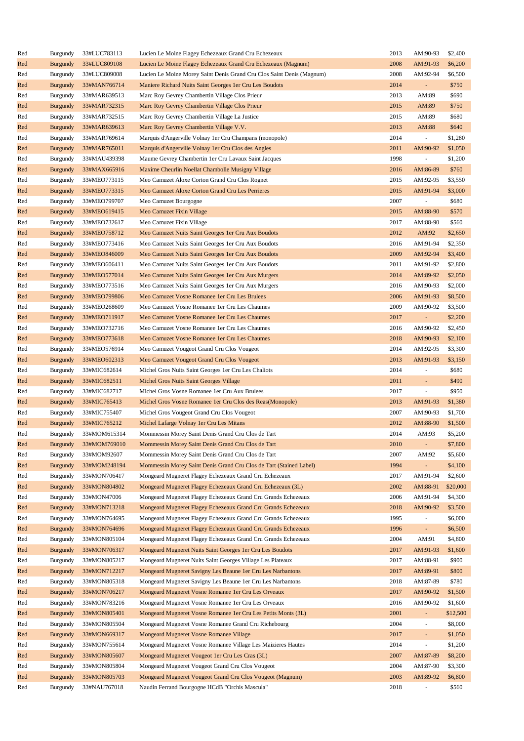| Red | Burgundy | 33#LUC783113 | Lucien Le Moine Flagey Echezeaux Grand Cru Echezeaux | 2013 | AM:90-93 | $2,400 |
|---|---|---|---|---|---|---|
| Red | Burgundy | 33#LUC809108 | Lucien Le Moine Flagey Echezeaux Grand Cru Echezeaux (Magnum) | 2008 | AM:91-93 | $6,200 |
| Red | Burgundy | 33#LUC809008 | Lucien Le Moine Morey Saint Denis Grand Cru Clos Saint Denis (Magnum) | 2008 | AM:92-94 | $6,500 |
| Red | Burgundy | 33#MAN766714 | Maniere Richard Nuits Saint Georges 1er Cru Les Boudots | 2014 | - | $750 |
| Red | Burgundy | 33#MAR639513 | Marc Roy Gevrey Chambertin Village Clos Prieur | 2013 | AM:89 | $690 |
| Red | Burgundy | 33#MAR732315 | Marc Roy Gevrey Chambertin Village Clos Prieur | 2015 | AM:89 | $750 |
| Red | Burgundy | 33#MAR732515 | Marc Roy Gevrey Chambertin Village La Justice | 2015 | AM:89 | $680 |
| Red | Burgundy | 33#MAR639613 | Marc Roy Gevrey Chambertin Village V.V. | 2013 | AM:88 | $640 |
| Red | Burgundy | 33#MAR769614 | Marquis d'Angerville Volnay 1er Cru Champans (monopole) | 2014 | - | $1,280 |
| Red | Burgundy | 33#MAR765011 | Marquis d'Angerville Volnay 1er Cru Clos des Angles | 2011 | AM:90-92 | $1,050 |
| Red | Burgundy | 33#MAU439398 | Maume Gevrey Chambertin 1er Cru Lavaux Saint Jacques | 1998 | - | $1,200 |
| Red | Burgundy | 33#MAX665916 | Maxime Cheurlin Noellat Chambolle Musigny Village | 2016 | AM:86-89 | $760 |
| Red | Burgundy | 33#MEO773115 | Meo Camuzet Aloxe Corton Grand Cru Clos Rognet | 2015 | AM:92-95 | $3,550 |
| Red | Burgundy | 33#MEO773315 | Meo Camuzet Aloxe Corton Grand Cru Les Perrieres | 2015 | AM:91-94 | $3,000 |
| Red | Burgundy | 33#MEO799707 | Meo Camuzet Bourgogne | 2007 | - | $680 |
| Red | Burgundy | 33#MEO619415 | Meo Camuzet Fixin Village | 2015 | AM:88-90 | $570 |
| Red | Burgundy | 33#MEO732617 | Meo Camuzet Fixin Village | 2017 | AM:88-90 | $560 |
| Red | Burgundy | 33#MEO758712 | Meo Camuzet Nuits Saint Georges 1er Cru Aux Boudots | 2012 | AM:92 | $2,650 |
| Red | Burgundy | 33#MEO773416 | Meo Camuzet Nuits Saint Georges 1er Cru Aux Boudots | 2016 | AM:91-94 | $2,350 |
| Red | Burgundy | 33#MEO846009 | Meo Camuzet Nuits Saint Georges 1er Cru Aux Boudots | 2009 | AM:92-94 | $3,400 |
| Red | Burgundy | 33#MEO606411 | Meo Camuzet Nuits Saint Georges 1er Cru Aux Boudots | 2011 | AM:91-92 | $2,800 |
| Red | Burgundy | 33#MEO577014 | Meo Camuzet Nuits Saint Georges 1er Cru Aux Murgers | 2014 | AM:89-92 | $2,050 |
| Red | Burgundy | 33#MEO773516 | Meo Camuzet Nuits Saint Georges 1er Cru Aux Murgers | 2016 | AM:90-93 | $2,000 |
| Red | Burgundy | 33#MEO799806 | Meo Camuzet Vosne Romanee 1er Cru Les Brulees | 2006 | AM:91-93 | $8,500 |
| Red | Burgundy | 33#MEO268609 | Meo Camuzet Vosne Romanee 1er Cru Les Chaumes | 2009 | AM:90-92 | $3,500 |
| Red | Burgundy | 33#MEO711917 | Meo Camuzet Vosne Romanee 1er Cru Les Chaumes | 2017 | - | $2,200 |
| Red | Burgundy | 33#MEO732716 | Meo Camuzet Vosne Romanee 1er Cru Les Chaumes | 2016 | AM:90-92 | $2,450 |
| Red | Burgundy | 33#MEO773618 | Meo Camuzet Vosne Romanee 1er Cru Les Chaumes | 2018 | AM:90-93 | $2,100 |
| Red | Burgundy | 33#MEO576914 | Meo Camuzet Vougeot Grand Cru Clos Vougeot | 2014 | AM:92-95 | $3,300 |
| Red | Burgundy | 33#MEO602313 | Meo Camuzet Vougeot Grand Cru Clos Vougeot | 2013 | AM:91-93 | $3,150 |
| Red | Burgundy | 33#MIC682614 | Michel Gros Nuits Saint Georges 1er Cru Les Chaliots | 2014 | - | $680 |
| Red | Burgundy | 33#MIC682511 | Michel Gros Nuits Saint Georges Village | 2011 | - | $490 |
| Red | Burgundy | 33#MIC682717 | Michel Gros Vosne Romanee 1er Cru Aux Brulees | 2017 | - | $950 |
| Red | Burgundy | 33#MIC765413 | Michel Gros Vosne Romanee 1er Cru Clos des Reas(Monopole) | 2013 | AM:91-93 | $1,380 |
| Red | Burgundy | 33#MIC755407 | Michel Gros Vougeot Grand Cru Clos Vougeot | 2007 | AM:90-93 | $1,700 |
| Red | Burgundy | 33#MIC765212 | Michel Lafarge Volnay 1er Cru Les Mitans | 2012 | AM:88-90 | $1,500 |
| Red | Burgundy | 33#MOM615314 | Mommessin Morey Saint Denis Grand Cru Clos de Tart | 2014 | AM:93 | $5,200 |
| Red | Burgundy | 33#MOM769010 | Mommessin Morey Saint Denis Grand Cru Clos de Tart | 2010 | - | $7,800 |
| Red | Burgundy | 33#MOM92607 | Mommessin Morey Saint Denis Grand Cru Clos de Tart | 2007 | AM:92 | $5,600 |
| Red | Burgundy | 33#MOM248194 | Mommessin Morey Saint Denis Grand Cru Clos de Tart (Stained Label) | 1994 | - | $4,100 |
| Red | Burgundy | 33#MON706417 | Mongeard Mugneret Flagey Echezeaux Grand Cru Echezeaux | 2017 | AM:91-94 | $2,600 |
| Red | Burgundy | 33#MON804802 | Mongeard Mugneret Flagey Echezeaux Grand Cru Echezeaux (3L) | 2002 | AM:88-91 | $20,000 |
| Red | Burgundy | 33#MON47006 | Mongeard Mugneret Flagey Echezeaux Grand Cru Grands Echezeaux | 2006 | AM:91-94 | $4,300 |
| Red | Burgundy | 33#MON713218 | Mongeard Mugneret Flagey Echezeaux Grand Cru Grands Echezeaux | 2018 | AM:90-92 | $3,500 |
| Red | Burgundy | 33#MON764695 | Mongeard Mugneret Flagey Echezeaux Grand Cru Grands Echezeaux | 1995 | - | $6,000 |
| Red | Burgundy | 33#MON764696 | Mongeard Mugneret Flagey Echezeaux Grand Cru Grands Echezeaux | 1996 | - | $6,500 |
| Red | Burgundy | 33#MON805104 | Mongeard Mugneret Flagey Echezeaux Grand Cru Grands Echezeaux | 2004 | AM:91 | $4,800 |
| Red | Burgundy | 33#MON706317 | Mongeard Mugneret Nuits Saint Georges 1er Cru Les Boudots | 2017 | AM:91-93 | $1,600 |
| Red | Burgundy | 33#MON805217 | Mongeard Mugneret Nuits Saint Georges Village Les Plateaux | 2017 | AM:88-91 | $900 |
| Red | Burgundy | 33#MON712217 | Mongeard Mugneret Savigny Les Beaune 1er Cru Les Narbantons | 2017 | AM:89-91 | $800 |
| Red | Burgundy | 33#MON805318 | Mongeard Mugneret Savigny Les Beaune 1er Cru Les Narbantons | 2018 | AM:87-89 | $780 |
| Red | Burgundy | 33#MON706217 | Mongeard Mugneret Vosne Romanee 1er Cru Les Orveaux | 2017 | AM:90-92 | $1,500 |
| Red | Burgundy | 33#MON783216 | Mongeard Mugneret Vosne Romanee 1er Cru Les Orveaux | 2016 | AM:90-92 | $1,600 |
| Red | Burgundy | 33#MON805401 | Mongeard Mugneret Vosne Romanee 1er Cru Les Petits Monts (3L) | 2001 | - | $12,500 |
| Red | Burgundy | 33#MON805504 | Mongeard Mugneret Vosne Romanee Grand Cru Richebourg | 2004 | - | $8,000 |
| Red | Burgundy | 33#MON669317 | Mongeard Mugneret Vosne Romanee Village | 2017 | - | $1,050 |
| Red | Burgundy | 33#MON755614 | Mongeard Mugneret Vosne Romanee Village Les Maizieres Hautes | 2014 | - | $1,200 |
| Red | Burgundy | 33#MON805607 | Mongeard Mugneret Vougeot 1er Cru Les Cras (3L) | 2007 | AM:87-89 | $8,200 |
| Red | Burgundy | 33#MON805804 | Mongeard Mugneret Vougeot Grand Cru Clos Vougeot | 2004 | AM:87-90 | $3,300 |
| Red | Burgundy | 33#MON805703 | Mongeard Mugneret Vougeot Grand Cru Clos Vougeot (Magnum) | 2003 | AM:89-92 | $6,800 |
| Red | Burgundy | 33#NAU767018 | Naudin Ferrand Bourgogne HCdB "Orchis Mascula" | 2018 | - | $560 |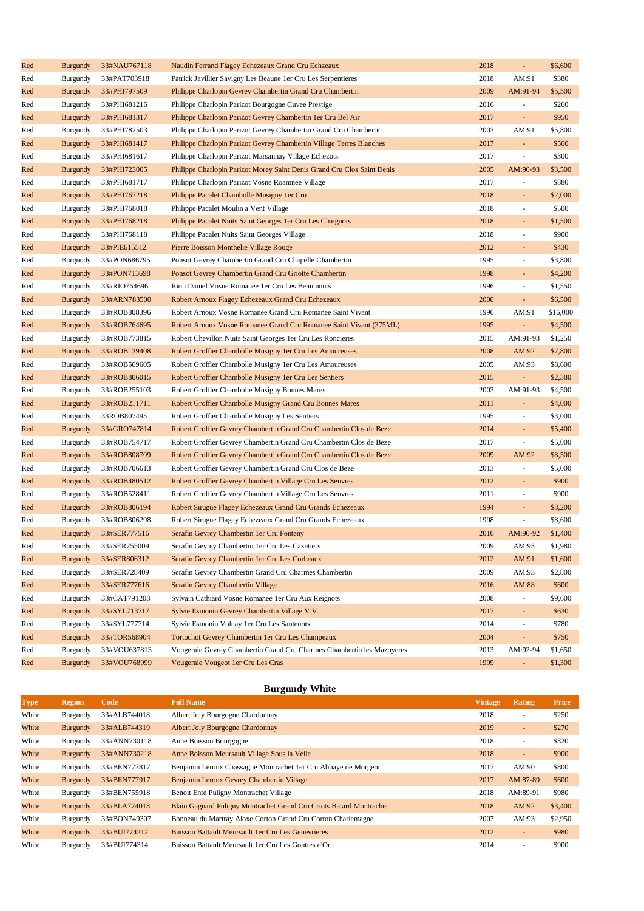| Type | Region | Code | Full Name | Vintage | Rating | Price |
|---|---|---|---|---|---|---|
| Red | Burgundy | 33#NAU767118 | Naudin Ferrand Flagey Echezeaux Grand Cru Echzeaux | 2018 | - | $6,600 |
| Red | Burgundy | 33#PAT703918 | Patrick Javillier Savigny Les Beaune 1er Cru Les Serpentieres | 2018 | AM:91 | $380 |
| Red | Burgundy | 33#PHI797509 | Philippe Charlopin Gevrey Chambertin Grand Cru Chambertin | 2009 | AM:91-94 | $5,500 |
| Red | Burgundy | 33#PHI681216 | Philippe Charlopin Parizot Bourgogne Cuvee Prestige | 2016 | - | $260 |
| Red | Burgundy | 33#PHI681317 | Philippe Charlopin Parizot Gevrey Chambertin 1er Cru Bel Air | 2017 | - | $950 |
| Red | Burgundy | 33#PHI782503 | Philippe Charlopin Parizot Gevrey Chambertin Grand Cru Chambertin | 2003 | AM:91 | $5,800 |
| Red | Burgundy | 33#PHI681417 | Philippe Charlopin Parizot Gevrey Chambertin Village Terres Blanches | 2017 | - | $560 |
| Red | Burgundy | 33#PHI681617 | Philippe Charlopin Parizot Marsannay Village Echezots | 2017 | - | $300 |
| Red | Burgundy | 33#PHI723005 | Philippe Charlopin Parizot Morey Saint Denis Grand Cru Clos Saint Denis | 2005 | AM:90-93 | $3,500 |
| Red | Burgundy | 33#PHI681717 | Philippe Charlopin Parizot Vosne Roamnee Village | 2017 | - | $880 |
| Red | Burgundy | 33#PHI767218 | Philippe Pacalet Chambolle Musigny 1er Cru | 2018 | - | $2,000 |
| Red | Burgundy | 33#PHI768018 | Philippe Pacalet Moulin a Vent Village | 2018 | - | $500 |
| Red | Burgundy | 33#PHI768218 | Philippe Pacalet Nuits Saint Georges 1er Cru Les Chaignots | 2018 | - | $1,500 |
| Red | Burgundy | 33#PHI768118 | Philippe Pacalet Nuits Saint Georges Village | 2018 | - | $900 |
| Red | Burgundy | 33#PIE615512 | Pierre Boisson Monthelie Village Rouge | 2012 | - | $430 |
| Red | Burgundy | 33#PON686795 | Ponsot Gevrey Chambertin Grand Cru Chapelle Chambertin | 1995 | - | $3,800 |
| Red | Burgundy | 33#PON713698 | Ponsot Gevrey Chambertin Grand Cru Griotte Chambertin | 1998 | - | $4,200 |
| Red | Burgundy | 33#RIO764696 | Rion Daniel Vosne Romanee 1er Cru Les Beaumonts | 1996 | - | $1,550 |
| Red | Burgundy | 33#ARN783500 | Robert Arnoux Flagey Echezeaux Grand Cru Echezeaux | 2000 | - | $6,500 |
| Red | Burgundy | 33#ROB808396 | Robert Arnoux Vosne Romanee Grand Cru Romanee Saint Vivant | 1996 | AM:91 | $16,000 |
| Red | Burgundy | 33#ROB764695 | Robert Arnoux Vosne Romanee Grand Cru Romanee Saint Vivant (375ML) | 1995 | - | $4,500 |
| Red | Burgundy | 33#ROB773815 | Robert Chevillon Nuits Saint Georges 1er Cru Les Roncieres | 2015 | AM:91-93 | $1,250 |
| Red | Burgundy | 33#ROB139408 | Robert Groffier Chambolle Musigny 1er Cru Les Amoureuses | 2008 | AM:92 | $7,800 |
| Red | Burgundy | 33#ROB569605 | Robert Groffier Chambolle Musigny 1er Cru Les Amoureuses | 2005 | AM:93 | $8,600 |
| Red | Burgundy | 33#ROB806015 | Robert Groffier Chambolle Musigny 1er Cru Les Sentiers | 2015 | - | $2,380 |
| Red | Burgundy | 33#ROB255103 | Robert Groffier Chambolle Musigny Bonnes Mares | 2003 | AM:91-93 | $4,500 |
| Red | Burgundy | 33#ROB211711 | Robert Groffier Chambolle Musigny Grand Cru Bonnes Mares | 2011 | - | $4,000 |
| Red | Burgundy | 33ROB807495 | Robert Groffier Chambolle Musigny Les Sentiers | 1995 | - | $3,000 |
| Red | Burgundy | 33#GRO747814 | Robert Groffier Gevrey Chambertin Grand Cru Chambertin Clos de Beze | 2014 | - | $5,400 |
| Red | Burgundy | 33#ROB754717 | Robert Groffier Gevrey Chambertin Grand Cru Chambertin Clos de Beze | 2017 | - | $5,000 |
| Red | Burgundy | 33#ROB808709 | Robert Groffier Gevrey Chambertin Grand Cru Chambertin Clos de Beze | 2009 | AM:92 | $8,500 |
| Red | Burgundy | 33#ROB706613 | Robert Groffier Gevrey Chambertin Grand Cru Clos de Beze | 2013 | - | $5,000 |
| Red | Burgundy | 33#ROB480512 | Robert Groffier Gevrey Chambertin Village Cru Les Seuvres | 2012 | - | $900 |
| Red | Burgundy | 33#ROB528411 | Robert Groffier Gevrey Chambertin Village Cru Les Seuvres | 2011 | - | $900 |
| Red | Burgundy | 33#ROB806194 | Robert Sirugue Flagey Echezeaux Grand Cru Grands Echezeaux | 1994 | - | $8,200 |
| Red | Burgundy | 33#ROB806298 | Robert Sirugue Flagey Echezeaux Grand Cru Grands Echezeaux | 1998 | - | $8,600 |
| Red | Burgundy | 33#SER777516 | Serafin Gevrey Chambertin 1er Cru Fonteny | 2016 | AM:90-92 | $1,400 |
| Red | Burgundy | 33#SER755009 | Serafin Gevrey Chambertin 1er Cru Les Cazetiers | 2009 | AM:93 | $1,980 |
| Red | Burgundy | 33#SER806312 | Serafin Gevrey Chambertin 1er Cru Les Corbeaux | 2012 | AM:91 | $1,600 |
| Red | Burgundy | 33#SER728409 | Serafin Gevrey Chambertin Grand Cru Charmes Chambertin | 2009 | AM:93 | $2,800 |
| Red | Burgundy | 33#SER777616 | Serafin Gevrey Chambertin Village | 2016 | AM:88 | $600 |
| Red | Burgundy | 33#CAT791208 | Sylvain Cathiard Vosne Romanee 1er Cru Aux Reignots | 2008 | - | $9,600 |
| Red | Burgundy | 33#SYL713717 | Sylvie Esmonin Gevrey Chambertin Village V.V. | 2017 | - | $630 |
| Red | Burgundy | 33#SYL777714 | Sylvie Esmonin Volnay 1er Cru Les Santenots | 2014 | - | $780 |
| Red | Burgundy | 33#TOR568904 | Tortochot Gevrey Chambertin 1er Cru Les Champeaux | 2004 | - | $750 |
| Red | Burgundy | 33#VOU637813 | Vougeraie Gevrey Chambertin Grand Cru Charmes Chambertin les Mazoyeres | 2013 | AM:92-94 | $1,650 |
| Red | Burgundy | 33#VOU768999 | Vougeraie Vougeot 1er Cru Les Cras | 1999 | - | $1,300 |

## Burgundy White

| Type | Region | Code | Full Name | Vintage | Rating | Price |
|---|---|---|---|---|---|---|
| White | Burgundy | 33#ALB744018 | Albert Joly Bourgogne Chardonnay | 2018 | - | $250 |
| White | Burgundy | 33#ALB744319 | Albert Joly Bourgogne Chardonnay | 2019 | - | $270 |
| White | Burgundy | 33#ANN730118 | Anne Boisson Bourgogne | 2018 | - | $320 |
| White | Burgundy | 33#ANN730218 | Anne Boisson Meursault Village Sous la Velle | 2018 | - | $900 |
| White | Burgundy | 33#BEN777817 | Benjamin Leroux Chassagne Montrachet 1er Cru Abbaye de Morgeot | 2017 | AM:90 | $800 |
| White | Burgundy | 33#BEN777917 | Benjamin Leroux Gevrey Chambertin Village | 2017 | AM:87-89 | $600 |
| White | Burgundy | 33#BEN755918 | Benoit Ente Puligny Montrachet Village | 2018 | AM:89-91 | $980 |
| White | Burgundy | 33#BLA774018 | Blain Gagnard Puligny Montrachet Grand Cru Criots Batard Montrachet | 2018 | AM:92 | $3,400 |
| White | Burgundy | 33#BON749307 | Bonneau du Martray Aloxe Corton Grand Cru Corton Charlemagne | 2007 | AM:93 | $2,950 |
| White | Burgundy | 33#BUI774212 | Buisson Battault Meursault 1er Cru Les Genevrieres | 2012 | - | $980 |
| White | Burgundy | 33#BUI774314 | Buisson Battault Meursault 1er Cru Les Gouttes d'Or | 2014 | - | $900 |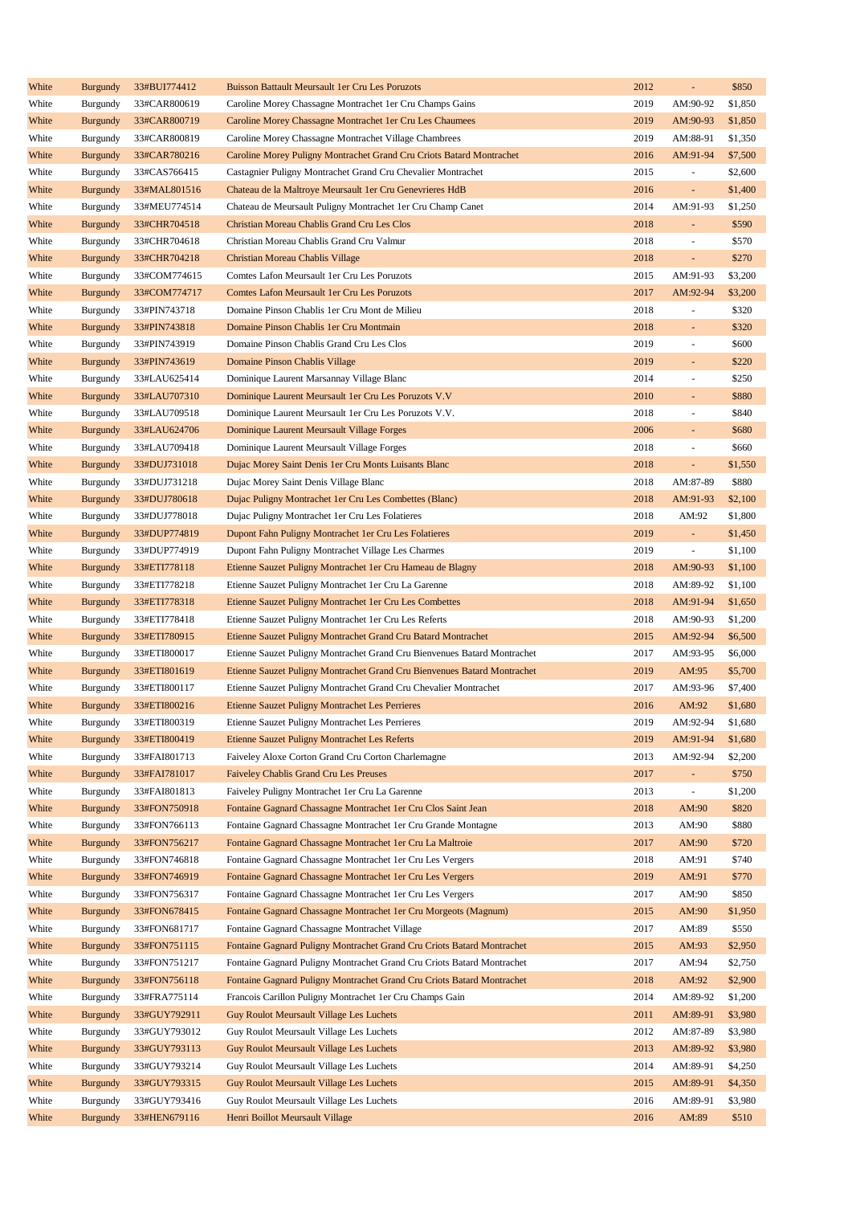| White | Burgundy | 33#BUI774412 | Buisson Battault Meursault 1er Cru Les Poruzots | 2012 | - | $850 |
|---|---|---|---|---|---|---|
| White | Burgundy | 33#CAR800619 | Caroline Morey Chassagne Montrachet 1er Cru Champs Gains | 2019 | AM:90-92 | $1,850 |
| White | Burgundy | 33#CAR800719 | Caroline Morey Chassagne Montrachet 1er Cru Les Chaumees | 2019 | AM:90-93 | $1,850 |
| White | Burgundy | 33#CAR800819 | Caroline Morey Chassagne Montrachet Village Chambrees | 2019 | AM:88-91 | $1,350 |
| White | Burgundy | 33#CAR780216 | Caroline Morey Puligny Montrachet Grand Cru Criots Batard Montrachet | 2016 | AM:91-94 | $7,500 |
| White | Burgundy | 33#CAS766415 | Castagnier Puligny Montrachet Grand Cru Chevalier Montrachet | 2015 | - | $2,600 |
| White | Burgundy | 33#MAL801516 | Chateau de la Maltroye Meursault 1er Cru Genevrieres HdB | 2016 | - | $1,400 |
| White | Burgundy | 33#MEU774514 | Chateau de Meursault Puligny Montrachet 1er Cru Champ Canet | 2014 | AM:91-93 | $1,250 |
| White | Burgundy | 33#CHR704518 | Christian Moreau Chablis Grand Cru Les Clos | 2018 | - | $590 |
| White | Burgundy | 33#CHR704618 | Christian Moreau Chablis Grand Cru Valmur | 2018 | - | $570 |
| White | Burgundy | 33#CHR704218 | Christian Moreau Chablis Village | 2018 | - | $270 |
| White | Burgundy | 33#COM774615 | Comtes Lafon Meursault 1er Cru Les Poruzots | 2015 | AM:91-93 | $3,200 |
| White | Burgundy | 33#COM774717 | Comtes Lafon Meursault 1er Cru Les Poruzots | 2017 | AM:92-94 | $3,200 |
| White | Burgundy | 33#PIN743718 | Domaine Pinson Chablis 1er Cru Mont de Milieu | 2018 | - | $320 |
| White | Burgundy | 33#PIN743818 | Domaine Pinson Chablis 1er Cru Montmain | 2018 | - | $320 |
| White | Burgundy | 33#PIN743919 | Domaine Pinson Chablis Grand Cru Les Clos | 2019 | - | $600 |
| White | Burgundy | 33#PIN743619 | Domaine Pinson Chablis Village | 2019 | - | $220 |
| White | Burgundy | 33#LAU625414 | Dominique Laurent Marsannay Village Blanc | 2014 | - | $250 |
| White | Burgundy | 33#LAU707310 | Dominique Laurent Meursault 1er Cru Les Poruzots V.V | 2010 | - | $880 |
| White | Burgundy | 33#LAU709518 | Dominique Laurent Meursault 1er Cru Les Poruzots V.V. | 2018 | - | $840 |
| White | Burgundy | 33#LAU624706 | Dominique Laurent Meursault Village Forges | 2006 | - | $680 |
| White | Burgundy | 33#LAU709418 | Dominique Laurent Meursault Village Forges | 2018 | - | $660 |
| White | Burgundy | 33#DUJ731018 | Dujac Morey Saint Denis 1er Cru Monts Luisants Blanc | 2018 | - | $1,550 |
| White | Burgundy | 33#DUJ731218 | Dujac Morey Saint Denis Village Blanc | 2018 | AM:87-89 | $880 |
| White | Burgundy | 33#DUJ780618 | Dujac Puligny Montrachet 1er Cru Les Combettes (Blanc) | 2018 | AM:91-93 | $2,100 |
| White | Burgundy | 33#DUJ778018 | Dujac Puligny Montrachet 1er Cru Les Folatieres | 2018 | AM:92 | $1,800 |
| White | Burgundy | 33#DUP774819 | Dupont Fahn Puligny Montrachet 1er Cru Les Folatieres | 2019 | - | $1,450 |
| White | Burgundy | 33#DUP774919 | Dupont Fahn Puligny Montrachet Village Les Charmes | 2019 | - | $1,100 |
| White | Burgundy | 33#ETI778118 | Etienne Sauzet Puligny Montrachet 1er Cru Hameau de Blagny | 2018 | AM:90-93 | $1,100 |
| White | Burgundy | 33#ETI778218 | Etienne Sauzet Puligny Montrachet 1er Cru La Garenne | 2018 | AM:89-92 | $1,100 |
| White | Burgundy | 33#ETI778318 | Etienne Sauzet Puligny Montrachet 1er Cru Les Combettes | 2018 | AM:91-94 | $1,650 |
| White | Burgundy | 33#ETI778418 | Etienne Sauzet Puligny Montrachet 1er Cru Les Referts | 2018 | AM:90-93 | $1,200 |
| White | Burgundy | 33#ETI780915 | Etienne Sauzet Puligny Montrachet Grand Cru Batard Montrachet | 2015 | AM:92-94 | $6,500 |
| White | Burgundy | 33#ETI800017 | Etienne Sauzet Puligny Montrachet Grand Cru Bienvenues Batard Montrachet | 2017 | AM:93-95 | $6,000 |
| White | Burgundy | 33#ETI801619 | Etienne Sauzet Puligny Montrachet Grand Cru Bienvenues Batard Montrachet | 2019 | AM:95 | $5,700 |
| White | Burgundy | 33#ETI800117 | Etienne Sauzet Puligny Montrachet Grand Cru Chevalier Montrachet | 2017 | AM:93-96 | $7,400 |
| White | Burgundy | 33#ETI800216 | Etienne Sauzet Puligny Montrachet Les Perrieres | 2016 | AM:92 | $1,680 |
| White | Burgundy | 33#ETI800319 | Etienne Sauzet Puligny Montrachet Les Perrieres | 2019 | AM:92-94 | $1,680 |
| White | Burgundy | 33#ETI800419 | Etienne Sauzet Puligny Montrachet Les Referts | 2019 | AM:91-94 | $1,680 |
| White | Burgundy | 33#FAI801713 | Faiveley Aloxe Corton Grand Cru Corton Charlemagne | 2013 | AM:92-94 | $2,200 |
| White | Burgundy | 33#FAI781017 | Faiveley Chablis Grand Cru Les Preuses | 2017 | - | $750 |
| White | Burgundy | 33#FAI801813 | Faiveley Puligny Montrachet 1er Cru La Garenne | 2013 | - | $1,200 |
| White | Burgundy | 33#FON750918 | Fontaine Gagnard Chassagne Montrachet 1er Cru Clos Saint Jean | 2018 | AM:90 | $820 |
| White | Burgundy | 33#FON766113 | Fontaine Gagnard Chassagne Montrachet 1er Cru Grande Montagne | 2013 | AM:90 | $880 |
| White | Burgundy | 33#FON756217 | Fontaine Gagnard Chassagne Montrachet 1er Cru La Maltroie | 2017 | AM:90 | $720 |
| White | Burgundy | 33#FON746818 | Fontaine Gagnard Chassagne Montrachet 1er Cru Les Vergers | 2018 | AM:91 | $740 |
| White | Burgundy | 33#FON746919 | Fontaine Gagnard Chassagne Montrachet 1er Cru Les Vergers | 2019 | AM:91 | $770 |
| White | Burgundy | 33#FON756317 | Fontaine Gagnard Chassagne Montrachet 1er Cru Les Vergers | 2017 | AM:90 | $850 |
| White | Burgundy | 33#FON678415 | Fontaine Gagnard Chassagne Montrachet 1er Cru Morgeots (Magnum) | 2015 | AM:90 | $1,950 |
| White | Burgundy | 33#FON681717 | Fontaine Gagnard Chassagne Montrachet Village | 2017 | AM:89 | $550 |
| White | Burgundy | 33#FON751115 | Fontaine Gagnard Puligny Montrachet Grand Cru Criots Batard Montrachet | 2015 | AM:93 | $2,950 |
| White | Burgundy | 33#FON751217 | Fontaine Gagnard Puligny Montrachet Grand Cru Criots Batard Montrachet | 2017 | AM:94 | $2,750 |
| White | Burgundy | 33#FON756118 | Fontaine Gagnard Puligny Montrachet Grand Cru Criots Batard Montrachet | 2018 | AM:92 | $2,900 |
| White | Burgundy | 33#FRA775114 | Francois Carillon Puligny Montrachet 1er Cru Champs Gain | 2014 | AM:89-92 | $1,200 |
| White | Burgundy | 33#GUY792911 | Guy Roulot Meursault Village Les Luchets | 2011 | AM:89-91 | $3,980 |
| White | Burgundy | 33#GUY793012 | Guy Roulot Meursault Village Les Luchets | 2012 | AM:87-89 | $3,980 |
| White | Burgundy | 33#GUY793113 | Guy Roulot Meursault Village Les Luchets | 2013 | AM:89-92 | $3,980 |
| White | Burgundy | 33#GUY793214 | Guy Roulot Meursault Village Les Luchets | 2014 | AM:89-91 | $4,250 |
| White | Burgundy | 33#GUY793315 | Guy Roulot Meursault Village Les Luchets | 2015 | AM:89-91 | $4,350 |
| White | Burgundy | 33#GUY793416 | Guy Roulot Meursault Village Les Luchets | 2016 | AM:89-91 | $3,980 |
| White | Burgundy | 33#HEN679116 | Henri Boillot Meursault Village | 2016 | AM:89 | $510 |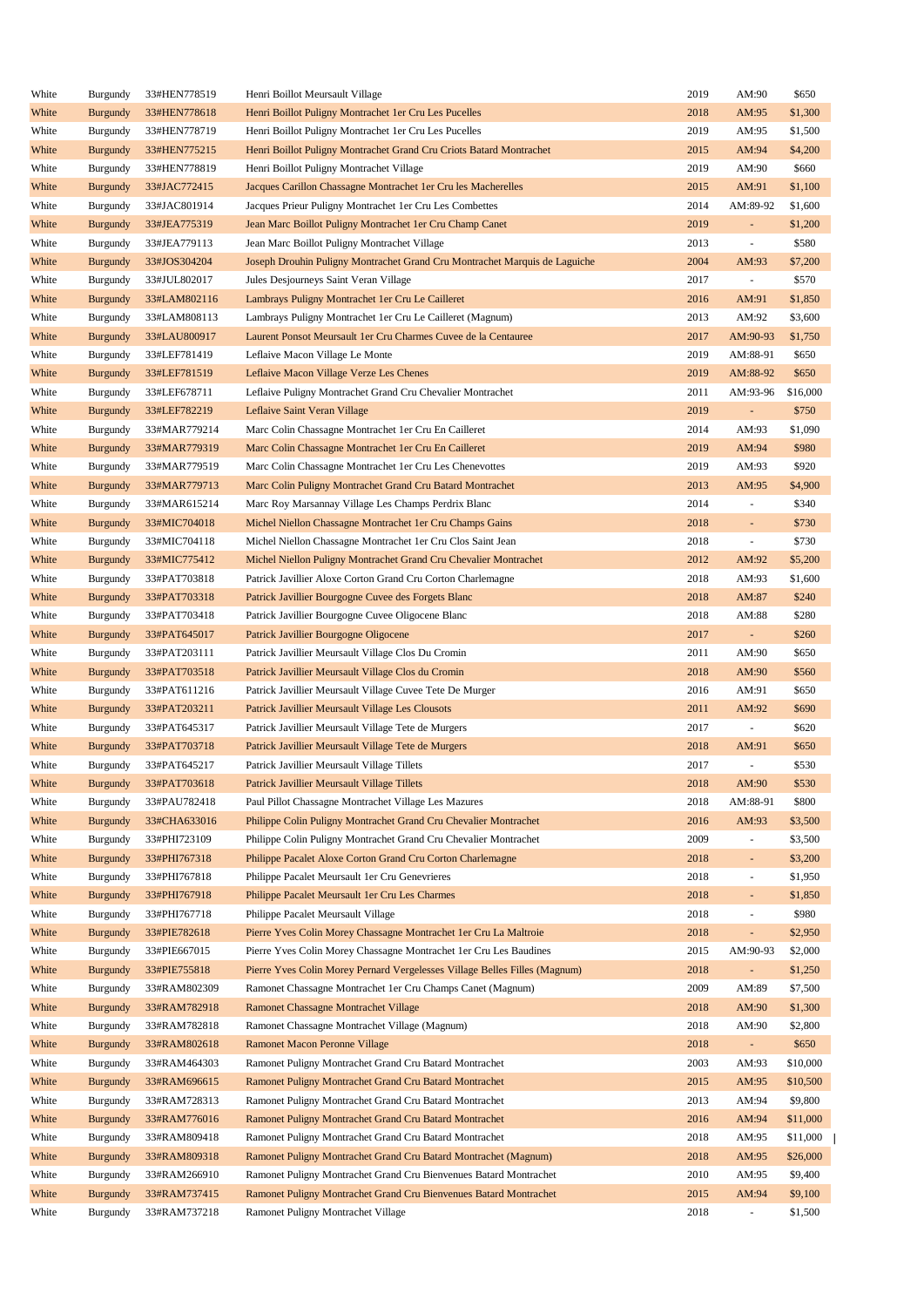| | | | | | | |
|---|---|---|---|---|---|---|
| White | Burgundy | 33#HEN778519 | Henri Boillot Meursault Village | 2019 | AM:90 | $650 |
| White | Burgundy | 33#HEN778618 | Henri Boillot Puligny Montrachet 1er Cru Les Pucelles | 2018 | AM:95 | $1,300 |
| White | Burgundy | 33#HEN778719 | Henri Boillot Puligny Montrachet 1er Cru Les Pucelles | 2019 | AM:95 | $1,500 |
| White | Burgundy | 33#HEN775215 | Henri Boillot Puligny Montrachet Grand Cru Criots Batard Montrachet | 2015 | AM:94 | $4,200 |
| White | Burgundy | 33#HEN778819 | Henri Boillot Puligny Montrachet Village | 2019 | AM:90 | $660 |
| White | Burgundy | 33#JAC772415 | Jacques Carillon Chassagne Montrachet 1er Cru les Macherelles | 2015 | AM:91 | $1,100 |
| White | Burgundy | 33#JAC801914 | Jacques Prieur Puligny Montrachet 1er Cru Les Combettes | 2014 | AM:89-92 | $1,600 |
| White | Burgundy | 33#JEA775319 | Jean Marc Boillot Puligny Montrachet 1er Cru Champ Canet | 2019 | - | $1,200 |
| White | Burgundy | 33#JEA779113 | Jean Marc Boillot Puligny Montrachet Village | 2013 | - | $580 |
| White | Burgundy | 33#JOS304204 | Joseph Drouhin Puligny Montrachet Grand Cru Montrachet Marquis de Laguiche | 2004 | AM:93 | $7,200 |
| White | Burgundy | 33#JUL802017 | Jules Desjourneys Saint Veran Village | 2017 | - | $570 |
| White | Burgundy | 33#LAM802116 | Lambrays Puligny Montrachet 1er Cru Le Cailleret | 2016 | AM:91 | $1,850 |
| White | Burgundy | 33#LAM808113 | Lambrays Puligny Montrachet 1er Cru Le Cailleret (Magnum) | 2013 | AM:92 | $3,600 |
| White | Burgundy | 33#LAU800917 | Laurent Ponsot Meursault 1er Cru Charmes Cuvee de la Centauree | 2017 | AM:90-93 | $1,750 |
| White | Burgundy | 33#LEF781419 | Leflaive Macon Village Le Monte | 2019 | AM:88-91 | $650 |
| White | Burgundy | 33#LEF781519 | Leflaive Macon Village Verze Les Chenes | 2019 | AM:88-92 | $650 |
| White | Burgundy | 33#LEF678711 | Leflaive Puligny Montrachet Grand Cru Chevalier Montrachet | 2011 | AM:93-96 | $16,000 |
| White | Burgundy | 33#LEF782219 | Leflaive Saint Veran Village | 2019 | - | $750 |
| White | Burgundy | 33#MAR779214 | Marc Colin Chassagne Montrachet 1er Cru En Cailleret | 2014 | AM:93 | $1,090 |
| White | Burgundy | 33#MAR779319 | Marc Colin Chassagne Montrachet 1er Cru En Cailleret | 2019 | AM:94 | $980 |
| White | Burgundy | 33#MAR779519 | Marc Colin Chassagne Montrachet 1er Cru Les Chenevottes | 2019 | AM:93 | $920 |
| White | Burgundy | 33#MAR779713 | Marc Colin Puligny Montrachet Grand Cru Batard Montrachet | 2013 | AM:95 | $4,900 |
| White | Burgundy | 33#MAR615214 | Marc Roy Marsannay Village Les Champs Perdrix Blanc | 2014 | - | $340 |
| White | Burgundy | 33#MIC704018 | Michel Niellon Chassagne Montrachet 1er Cru Champs Gains | 2018 | - | $730 |
| White | Burgundy | 33#MIC704118 | Michel Niellon Chassagne Montrachet 1er Cru Clos Saint Jean | 2018 | - | $730 |
| White | Burgundy | 33#MIC775412 | Michel Niellon Puligny Montrachet Grand Cru Chevalier Montrachet | 2012 | AM:92 | $5,200 |
| White | Burgundy | 33#PAT703818 | Patrick Javillier Aloxe Corton Grand Cru Corton Charlemagne | 2018 | AM:93 | $1,600 |
| White | Burgundy | 33#PAT703318 | Patrick Javillier Bourgogne Cuvee des Forgets Blanc | 2018 | AM:87 | $240 |
| White | Burgundy | 33#PAT703418 | Patrick Javillier Bourgogne Cuvee Oligocene Blanc | 2018 | AM:88 | $280 |
| White | Burgundy | 33#PAT645017 | Patrick Javillier Bourgogne Oligocene | 2017 | - | $260 |
| White | Burgundy | 33#PAT203111 | Patrick Javillier Meursault Village Clos Du Cromin | 2011 | AM:90 | $650 |
| White | Burgundy | 33#PAT703518 | Patrick Javillier Meursault Village Clos du Cromin | 2018 | AM:90 | $560 |
| White | Burgundy | 33#PAT611216 | Patrick Javillier Meursault Village Cuvee Tete De Murger | 2016 | AM:91 | $650 |
| White | Burgundy | 33#PAT203211 | Patrick Javillier Meursault Village Les Clousots | 2011 | AM:92 | $690 |
| White | Burgundy | 33#PAT645317 | Patrick Javillier Meursault Village Tete de Murgers | 2017 | - | $620 |
| White | Burgundy | 33#PAT703718 | Patrick Javillier Meursault Village Tete de Murgers | 2018 | AM:91 | $650 |
| White | Burgundy | 33#PAT645217 | Patrick Javillier Meursault Village Tillets | 2017 | - | $530 |
| White | Burgundy | 33#PAT703618 | Patrick Javillier Meursault Village Tillets | 2018 | AM:90 | $530 |
| White | Burgundy | 33#PAU782418 | Paul Pillot Chassagne Montrachet Village Les Mazures | 2018 | AM:88-91 | $800 |
| White | Burgundy | 33#CHA633016 | Philippe Colin Puligny Montrachet Grand Cru Chevalier Montrachet | 2016 | AM:93 | $3,500 |
| White | Burgundy | 33#PHI723109 | Philippe Colin Puligny Montrachet Grand Cru Chevalier Montrachet | 2009 | - | $3,500 |
| White | Burgundy | 33#PHI767318 | Philippe Pacalet Aloxe Corton Grand Cru Corton Charlemagne | 2018 | - | $3,200 |
| White | Burgundy | 33#PHI767818 | Philippe Pacalet Meursault 1er Cru Genevrieres | 2018 | - | $1,950 |
| White | Burgundy | 33#PHI767918 | Philippe Pacalet Meursault 1er Cru Les Charmes | 2018 | - | $1,850 |
| White | Burgundy | 33#PHI767718 | Philippe Pacalet Meursault Village | 2018 | - | $980 |
| White | Burgundy | 33#PIE782618 | Pierre Yves Colin Morey Chassagne Montrachet 1er Cru La Maltroie | 2018 | - | $2,950 |
| White | Burgundy | 33#PIE667015 | Pierre Yves Colin Morey Chassagne Montrachet 1er Cru Les Baudines | 2015 | AM:90-93 | $2,000 |
| White | Burgundy | 33#PIE755818 | Pierre Yves Colin Morey Pernard Vergelesses Village Belles Filles (Magnum) | 2018 | - | $1,250 |
| White | Burgundy | 33#RAM802309 | Ramonet Chassagne Montrachet 1er Cru Champs Canet (Magnum) | 2009 | AM:89 | $7,500 |
| White | Burgundy | 33#RAM782918 | Ramonet Chassagne Montrachet Village | 2018 | AM:90 | $1,300 |
| White | Burgundy | 33#RAM782818 | Ramonet Chassagne Montrachet Village (Magnum) | 2018 | AM:90 | $2,800 |
| White | Burgundy | 33#RAM802618 | Ramonet Macon Peronne Village | 2018 | - | $650 |
| White | Burgundy | 33#RAM464303 | Ramonet Puligny Montrachet Grand Cru Batard Montrachet | 2003 | AM:93 | $10,000 |
| White | Burgundy | 33#RAM696615 | Ramonet Puligny Montrachet Grand Cru Batard Montrachet | 2015 | AM:95 | $10,500 |
| White | Burgundy | 33#RAM728313 | Ramonet Puligny Montrachet Grand Cru Batard Montrachet | 2013 | AM:94 | $9,800 |
| White | Burgundy | 33#RAM776016 | Ramonet Puligny Montrachet Grand Cru Batard Montrachet | 2016 | AM:94 | $11,000 |
| White | Burgundy | 33#RAM809418 | Ramonet Puligny Montrachet Grand Cru Batard Montrachet | 2018 | AM:95 | $11,000 |
| White | Burgundy | 33#RAM809318 | Ramonet Puligny Montrachet Grand Cru Batard Montrachet (Magnum) | 2018 | AM:95 | $26,000 |
| White | Burgundy | 33#RAM266910 | Ramonet Puligny Montrachet Grand Cru Bienvenues Batard Montrachet | 2010 | AM:95 | $9,400 |
| White | Burgundy | 33#RAM737415 | Ramonet Puligny Montrachet Grand Cru Bienvenues Batard Montrachet | 2015 | AM:94 | $9,100 |
| White | Burgundy | 33#RAM737218 | Ramonet Puligny Montrachet Village | 2018 | - | $1,500 |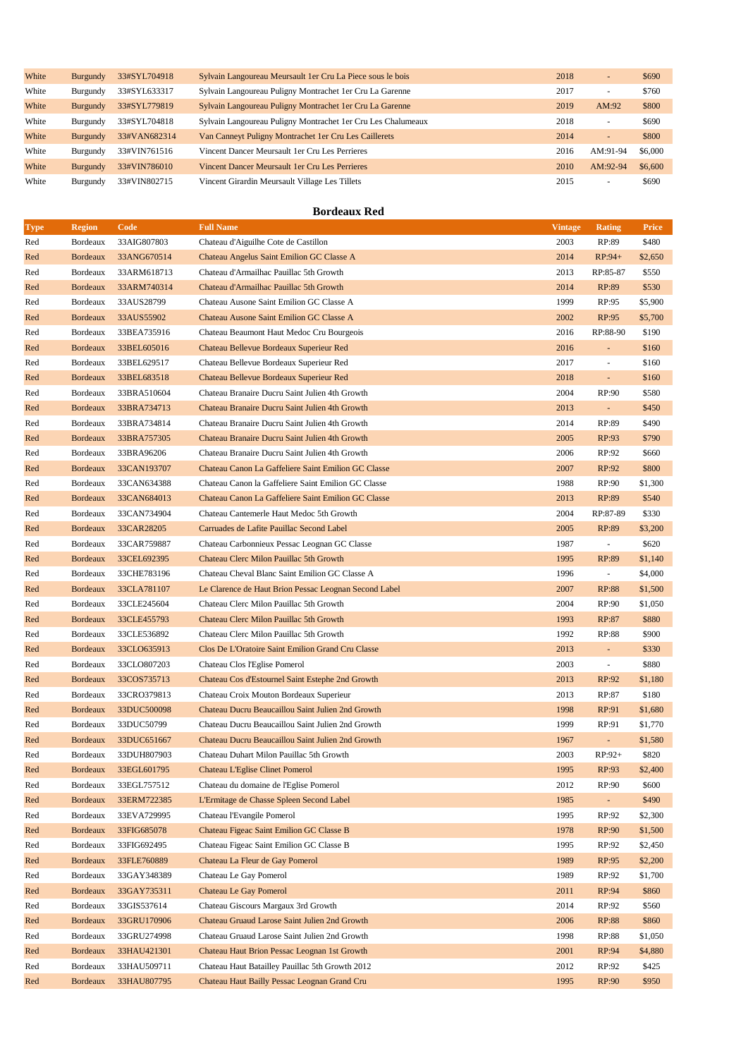| Type | Region | Code | Full Name | Vintage | Rating | Price |
|---|---|---|---|---|---|---|
| White | Burgundy | 33#SYL704918 | Sylvain Langoureau Meursault 1er Cru La Piece sous le bois | 2018 | - | $690 |
| White | Burgundy | 33#SYL633317 | Sylvain Langoureau Puligny Montrachet 1er Cru La Garenne | 2017 | - | $760 |
| White | Burgundy | 33#SYL779819 | Sylvain Langoureau Puligny Montrachet 1er Cru La Garenne | 2019 | AM:92 | $800 |
| White | Burgundy | 33#SYL704818 | Sylvain Langoureau Puligny Montrachet 1er Cru Les Chalumeaux | 2018 | - | $690 |
| White | Burgundy | 33#VAN682314 | Van Canneyt Puligny Montrachet 1er Cru Les Caillerets | 2014 | - | $800 |
| White | Burgundy | 33#VIN761516 | Vincent Dancer Meursault 1er Cru Les Perrieres | 2016 | AM:91-94 | $6,000 |
| White | Burgundy | 33#VIN786010 | Vincent Dancer Meursault 1er Cru Les Perrieres | 2010 | AM:92-94 | $6,600 |
| White | Burgundy | 33#VIN802715 | Vincent Girardin Meursault Village Les Tillets | 2015 | - | $690 |

## Bordeaux Red

| Type | Region | Code | Full Name | Vintage | Rating | Price |
|---|---|---|---|---|---|---|
| Red | Bordeaux | 33AIG807803 | Chateau d'Aiguilhe Cote de Castillon | 2003 | RP:89 | $480 |
| Red | Bordeaux | 33ANG670514 | Chateau Angelus Saint Emilion GC Classe A | 2014 | RP:94+ | $2,650 |
| Red | Bordeaux | 33ARM618713 | Chateau d'Armailhac Pauillac 5th Growth | 2013 | RP:85-87 | $550 |
| Red | Bordeaux | 33ARM740314 | Chateau d'Armailhac Pauillac 5th Growth | 2014 | RP:89 | $530 |
| Red | Bordeaux | 33AUS28799 | Chateau Ausone Saint Emilion GC Classe A | 1999 | RP:95 | $5,900 |
| Red | Bordeaux | 33AUS55902 | Chateau Ausone Saint Emilion GC Classe A | 2002 | RP:95 | $5,700 |
| Red | Bordeaux | 33BEA735916 | Chateau Beaumont Haut Medoc Cru Bourgeois | 2016 | RP:88-90 | $190 |
| Red | Bordeaux | 33BEL605016 | Chateau Bellevue Bordeaux Superieur Red | 2016 | - | $160 |
| Red | Bordeaux | 33BEL629517 | Chateau Bellevue Bordeaux Superieur Red | 2017 | - | $160 |
| Red | Bordeaux | 33BEL683518 | Chateau Bellevue Bordeaux Superieur Red | 2018 | - | $160 |
| Red | Bordeaux | 33BRA510604 | Chateau Branaire Ducru Saint Julien 4th Growth | 2004 | RP:90 | $580 |
| Red | Bordeaux | 33BRA734713 | Chateau Branaire Ducru Saint Julien 4th Growth | 2013 | - | $450 |
| Red | Bordeaux | 33BRA734814 | Chateau Branaire Ducru Saint Julien 4th Growth | 2014 | RP:89 | $490 |
| Red | Bordeaux | 33BRA757305 | Chateau Branaire Ducru Saint Julien 4th Growth | 2005 | RP:93 | $790 |
| Red | Bordeaux | 33BRA96206 | Chateau Branaire Ducru Saint Julien 4th Growth | 2006 | RP:92 | $660 |
| Red | Bordeaux | 33CAN193707 | Chateau Canon La Gaffeliere Saint Emilion GC Classe | 2007 | RP:92 | $800 |
| Red | Bordeaux | 33CAN634388 | Chateau Canon la Gaffeliere Saint Emilion GC Classe | 1988 | RP:90 | $1,300 |
| Red | Bordeaux | 33CAN684013 | Chateau Canon La Gaffeliere Saint Emilion GC Classe | 2013 | RP:89 | $540 |
| Red | Bordeaux | 33CAN734904 | Chateau Cantemerle Haut Medoc 5th Growth | 2004 | RP:87-89 | $330 |
| Red | Bordeaux | 33CAR28205 | Carruades de Lafite Pauillac Second Label | 2005 | RP:89 | $3,200 |
| Red | Bordeaux | 33CAR759887 | Chateau Carbonnieux Pessac Leognan GC Classe | 1987 | - | $620 |
| Red | Bordeaux | 33CEL692395 | Chateau Clerc Milon Pauillac 5th Growth | 1995 | RP:89 | $1,140 |
| Red | Bordeaux | 33CHE783196 | Chateau Cheval Blanc Saint Emilion GC Classe A | 1996 | - | $4,000 |
| Red | Bordeaux | 33CLA781107 | Le Clarence de Haut Brion Pessac Leognan Second Label | 2007 | RP:88 | $1,500 |
| Red | Bordeaux | 33CLE245604 | Chateau Clerc Milon Pauillac 5th Growth | 2004 | RP:90 | $1,050 |
| Red | Bordeaux | 33CLE455793 | Chateau Clerc Milon Pauillac 5th Growth | 1993 | RP:87 | $880 |
| Red | Bordeaux | 33CLE536892 | Chateau Clerc Milon Pauillac 5th Growth | 1992 | RP:88 | $900 |
| Red | Bordeaux | 33CLO635913 | Clos De L'Oratoire Saint Emilion Grand Cru Classe | 2013 | - | $330 |
| Red | Bordeaux | 33CLO807203 | Chateau Clos l'Eglise Pomerol | 2003 | - | $880 |
| Red | Bordeaux | 33COS735713 | Chateau Cos d'Estournel Saint Estephe 2nd Growth | 2013 | RP:92 | $1,180 |
| Red | Bordeaux | 33CRO379813 | Chateau Croix Mouton Bordeaux Superieur | 2013 | RP:87 | $180 |
| Red | Bordeaux | 33DUC500098 | Chateau Ducru Beaucaillou Saint Julien 2nd Growth | 1998 | RP:91 | $1,680 |
| Red | Bordeaux | 33DUC50799 | Chateau Ducru Beaucaillou Saint Julien 2nd Growth | 1999 | RP:91 | $1,770 |
| Red | Bordeaux | 33DUC651667 | Chateau Ducru Beaucaillou Saint Julien 2nd Growth | 1967 | - | $1,580 |
| Red | Bordeaux | 33DUH807903 | Chateau Duhart Milon Pauillac 5th Growth | 2003 | RP:92+ | $820 |
| Red | Bordeaux | 33EGL601795 | Chateau L'Eglise Clinet Pomerol | 1995 | RP:93 | $2,400 |
| Red | Bordeaux | 33EGL757512 | Chateau du domaine de l'Eglise Pomerol | 2012 | RP:90 | $600 |
| Red | Bordeaux | 33ERM722385 | L'Ermitage de Chasse Spleen Second Label | 1985 | - | $490 |
| Red | Bordeaux | 33EVA729995 | Chateau l'Evangile Pomerol | 1995 | RP:92 | $2,300 |
| Red | Bordeaux | 33FIG685078 | Chateau Figeac Saint Emilion GC Classe B | 1978 | RP:90 | $1,500 |
| Red | Bordeaux | 33FIG692495 | Chateau Figeac Saint Emilion GC Classe B | 1995 | RP:92 | $2,450 |
| Red | Bordeaux | 33FLE760889 | Chateau La Fleur de Gay Pomerol | 1989 | RP:95 | $2,200 |
| Red | Bordeaux | 33GAY348389 | Chateau Le Gay Pomerol | 1989 | RP:92 | $1,700 |
| Red | Bordeaux | 33GAY735311 | Chateau Le Gay Pomerol | 2011 | RP:94 | $860 |
| Red | Bordeaux | 33GIS537614 | Chateau Giscours Margaux 3rd Growth | 2014 | RP:92 | $560 |
| Red | Bordeaux | 33GRU170906 | Chateau Gruaud Larose Saint Julien 2nd Growth | 2006 | RP:88 | $860 |
| Red | Bordeaux | 33GRU274998 | Chateau Gruaud Larose Saint Julien 2nd Growth | 1998 | RP:88 | $1,050 |
| Red | Bordeaux | 33HAU421301 | Chateau Haut Brion Pessac Leognan 1st Growth | 2001 | RP:94 | $4,880 |
| Red | Bordeaux | 33HAU509711 | Chateau Haut Batailley Pauillac 5th Growth 2012 | 2012 | RP:92 | $425 |
| Red | Bordeaux | 33HAU807795 | Chateau Haut Bailly Pessac Leognan Grand Cru | 1995 | RP:90 | $950 |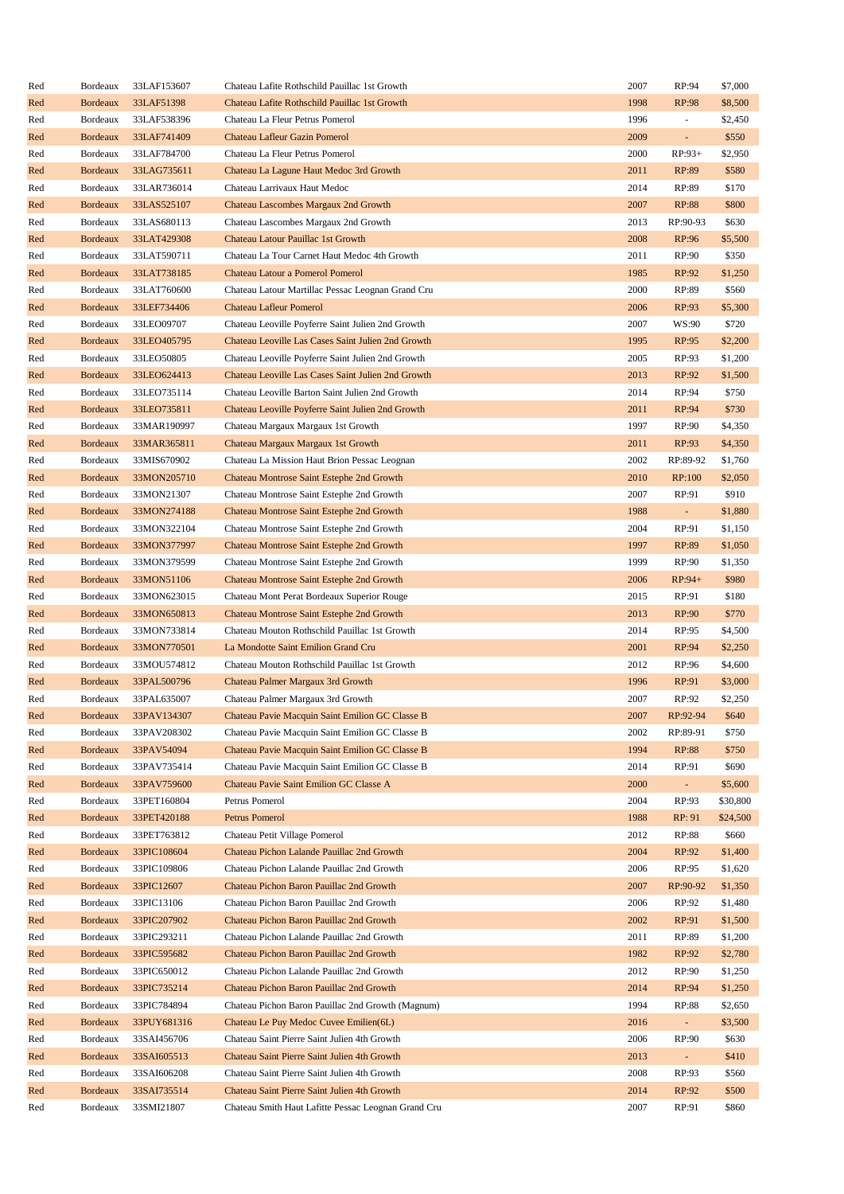| | | | | | | |
|---|---|---|---|---|---|---|
| Red | Bordeaux | 33LAF153607 | Chateau Lafite Rothschild Pauillac 1st Growth | 2007 | RP:94 | $7,000 |
| Red | Bordeaux | 33LAF51398 | Chateau Lafite Rothschild Pauillac 1st Growth | 1998 | RP:98 | $8,500 |
| Red | Bordeaux | 33LAF538396 | Chateau La Fleur Petrus Pomerol | 1996 | - | $2,450 |
| Red | Bordeaux | 33LAF741409 | Chateau Lafleur Gazin Pomerol | 2009 | - | $550 |
| Red | Bordeaux | 33LAF784700 | Chateau La Fleur Petrus Pomerol | 2000 | RP:93+ | $2,950 |
| Red | Bordeaux | 33LAG735611 | Chateau La Lagune Haut Medoc 3rd Growth | 2011 | RP:89 | $580 |
| Red | Bordeaux | 33LAR736014 | Chateau Larrivaux Haut Medoc | 2014 | RP:89 | $170 |
| Red | Bordeaux | 33LAS525107 | Chateau Lascombes Margaux 2nd Growth | 2007 | RP:88 | $800 |
| Red | Bordeaux | 33LAS680113 | Chateau Lascombes Margaux 2nd Growth | 2013 | RP:90-93 | $630 |
| Red | Bordeaux | 33LAT429308 | Chateau Latour Pauillac 1st Growth | 2008 | RP:96 | $5,500 |
| Red | Bordeaux | 33LAT590711 | Chateau La Tour Carnet Haut Medoc 4th Growth | 2011 | RP:90 | $350 |
| Red | Bordeaux | 33LAT738185 | Chateau Latour a Pomerol Pomerol | 1985 | RP:92 | $1,250 |
| Red | Bordeaux | 33LAT760600 | Chateau Latour Martillac Pessac Leognan Grand Cru | 2000 | RP:89 | $560 |
| Red | Bordeaux | 33LEF734406 | Chateau Lafleur Pomerol | 2006 | RP:93 | $5,300 |
| Red | Bordeaux | 33LEO09707 | Chateau Leoville Poyferre Saint Julien 2nd Growth | 2007 | WS:90 | $720 |
| Red | Bordeaux | 33LEO405795 | Chateau Leoville Las Cases Saint Julien 2nd Growth | 1995 | RP:95 | $2,200 |
| Red | Bordeaux | 33LEO50805 | Chateau Leoville Poyferre Saint Julien 2nd Growth | 2005 | RP:93 | $1,200 |
| Red | Bordeaux | 33LEO624413 | Chateau Leoville Las Cases Saint Julien 2nd Growth | 2013 | RP:92 | $1,500 |
| Red | Bordeaux | 33LEO735114 | Chateau Leoville Barton Saint Julien 2nd Growth | 2014 | RP:94 | $750 |
| Red | Bordeaux | 33LEO735811 | Chateau Leoville Poyferre Saint Julien 2nd Growth | 2011 | RP:94 | $730 |
| Red | Bordeaux | 33MAR190997 | Chateau Margaux Margaux 1st Growth | 1997 | RP:90 | $4,350 |
| Red | Bordeaux | 33MAR365811 | Chateau Margaux Margaux 1st Growth | 2011 | RP:93 | $4,350 |
| Red | Bordeaux | 33MIS670902 | Chateau La Mission Haut Brion Pessac Leognan | 2002 | RP:89-92 | $1,760 |
| Red | Bordeaux | 33MON205710 | Chateau Montrose Saint Estephe 2nd Growth | 2010 | RP:100 | $2,050 |
| Red | Bordeaux | 33MON21307 | Chateau Montrose Saint Estephe 2nd Growth | 2007 | RP:91 | $910 |
| Red | Bordeaux | 33MON274188 | Chateau Montrose Saint Estephe 2nd Growth | 1988 | - | $1,880 |
| Red | Bordeaux | 33MON322104 | Chateau Montrose Saint Estephe 2nd Growth | 2004 | RP:91 | $1,150 |
| Red | Bordeaux | 33MON377997 | Chateau Montrose Saint Estephe 2nd Growth | 1997 | RP:89 | $1,050 |
| Red | Bordeaux | 33MON379599 | Chateau Montrose Saint Estephe 2nd Growth | 1999 | RP:90 | $1,350 |
| Red | Bordeaux | 33MON51106 | Chateau Montrose Saint Estephe 2nd Growth | 2006 | RP:94+ | $980 |
| Red | Bordeaux | 33MON623015 | Chateau Mont Perat Bordeaux Superior Rouge | 2015 | RP:91 | $180 |
| Red | Bordeaux | 33MON650813 | Chateau Montrose Saint Estephe 2nd Growth | 2013 | RP:90 | $770 |
| Red | Bordeaux | 33MON733814 | Chateau Mouton Rothschild Pauillac 1st Growth | 2014 | RP:95 | $4,500 |
| Red | Bordeaux | 33MON770501 | La Mondotte Saint Emilion Grand Cru | 2001 | RP:94 | $2,250 |
| Red | Bordeaux | 33MOU574812 | Chateau Mouton Rothschild Pauillac 1st Growth | 2012 | RP:96 | $4,600 |
| Red | Bordeaux | 33PAL500796 | Chateau Palmer Margaux 3rd Growth | 1996 | RP:91 | $3,000 |
| Red | Bordeaux | 33PAL635007 | Chateau Palmer Margaux 3rd Growth | 2007 | RP:92 | $2,250 |
| Red | Bordeaux | 33PAV134307 | Chateau Pavie Macquin Saint Emilion GC Classe B | 2007 | RP:92-94 | $640 |
| Red | Bordeaux | 33PAV208302 | Chateau Pavie Macquin Saint Emilion GC Classe B | 2002 | RP:89-91 | $750 |
| Red | Bordeaux | 33PAV54094 | Chateau Pavie Macquin Saint Emilion GC Classe B | 1994 | RP:88 | $750 |
| Red | Bordeaux | 33PAV735414 | Chateau Pavie Macquin Saint Emilion GC Classe B | 2014 | RP:91 | $690 |
| Red | Bordeaux | 33PAV759600 | Chateau Pavie Saint Emilion GC Classe A | 2000 | - | $5,600 |
| Red | Bordeaux | 33PET160804 | Petrus Pomerol | 2004 | RP:93 | $30,800 |
| Red | Bordeaux | 33PET420188 | Petrus Pomerol | 1988 | RP: 91 | $24,500 |
| Red | Bordeaux | 33PET763812 | Chateau Petit Village Pomerol | 2012 | RP:88 | $660 |
| Red | Bordeaux | 33PIC108604 | Chateau Pichon Lalande Pauillac 2nd Growth | 2004 | RP:92 | $1,400 |
| Red | Bordeaux | 33PIC109806 | Chateau Pichon Lalande Pauillac 2nd Growth | 2006 | RP:95 | $1,620 |
| Red | Bordeaux | 33PIC12607 | Chateau Pichon Baron Pauillac 2nd Growth | 2007 | RP:90-92 | $1,350 |
| Red | Bordeaux | 33PIC13106 | Chateau Pichon Baron Pauillac 2nd Growth | 2006 | RP:92 | $1,480 |
| Red | Bordeaux | 33PIC207902 | Chateau Pichon Baron Pauillac 2nd Growth | 2002 | RP:91 | $1,500 |
| Red | Bordeaux | 33PIC293211 | Chateau Pichon Lalande Pauillac 2nd Growth | 2011 | RP:89 | $1,200 |
| Red | Bordeaux | 33PIC595682 | Chateau Pichon Baron Pauillac 2nd Growth | 1982 | RP:92 | $2,780 |
| Red | Bordeaux | 33PIC650012 | Chateau Pichon Lalande Pauillac 2nd Growth | 2012 | RP:90 | $1,250 |
| Red | Bordeaux | 33PIC735214 | Chateau Pichon Baron Pauillac 2nd Growth | 2014 | RP:94 | $1,250 |
| Red | Bordeaux | 33PIC784894 | Chateau Pichon Baron Pauillac 2nd Growth (Magnum) | 1994 | RP:88 | $2,650 |
| Red | Bordeaux | 33PUY681316 | Chateau Le Puy Medoc Cuvee Emilien(6L) | 2016 | - | $3,500 |
| Red | Bordeaux | 33SAI456706 | Chateau Saint Pierre Saint Julien 4th Growth | 2006 | RP:90 | $630 |
| Red | Bordeaux | 33SAI605513 | Chateau Saint Pierre Saint Julien 4th Growth | 2013 | - | $410 |
| Red | Bordeaux | 33SAI606208 | Chateau Saint Pierre Saint Julien 4th Growth | 2008 | RP:93 | $560 |
| Red | Bordeaux | 33SAI735514 | Chateau Saint Pierre Saint Julien 4th Growth | 2014 | RP:92 | $500 |
| Red | Bordeaux | 33SMI21807 | Chateau Smith Haut Lafitte Pessac Leognan Grand Cru | 2007 | RP:91 | $860 |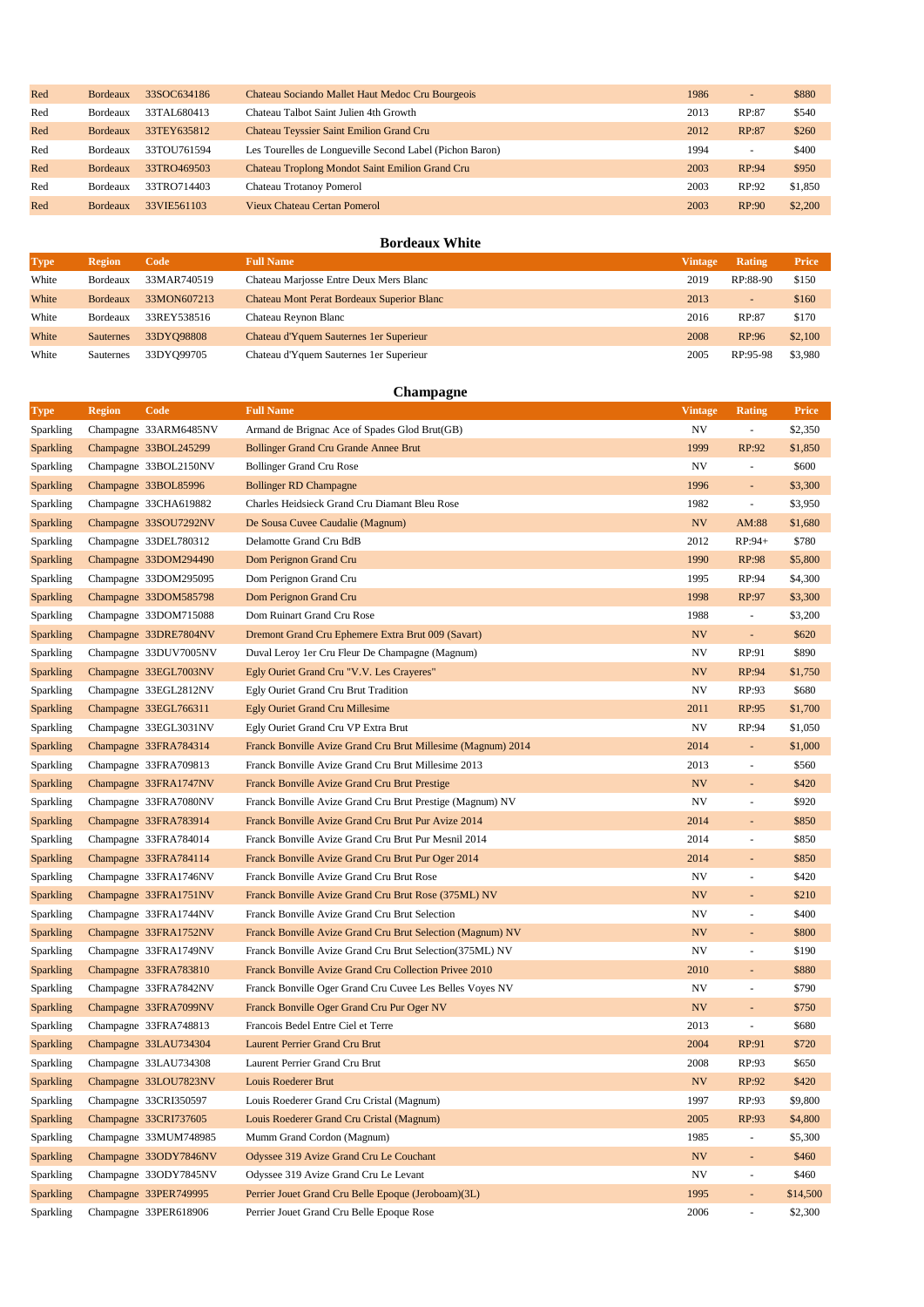| Red | Bordeaux | 33SOC634186 | Chateau Sociando Mallet Haut Medoc Cru Bourgeois | 1986 | - | $880 |
|---|---|---|---|---|---|---|
| Red | Bordeaux | 33TAL680413 | Chateau Talbot Saint Julien 4th Growth | 2013 | RP:87 | $540 |
| Red | Bordeaux | 33TEY635812 | Chateau Teyssier Saint Emilion Grand Cru | 2012 | RP:87 | $260 |
| Red | Bordeaux | 33TOU761594 | Les Tourelles de Longueville Second Label (Pichon Baron) | 1994 | - | $400 |
| Red | Bordeaux | 33TRO469503 | Chateau Troplong Mondot Saint Emilion Grand Cru | 2003 | RP:94 | $950 |
| Red | Bordeaux | 33TRO714403 | Chateau Trotanoy Pomerol | 2003 | RP:92 | $1,850 |
| Red | Bordeaux | 33VIE561103 | Vieux Chateau Certan Pomerol | 2003 | RP:90 | $2,200 |

## Bordeaux White

| Type | Region | Code | Full Name | Vintage | Rating | Price |
|---|---|---|---|---|---|---|
| White | Bordeaux | 33MAR740519 | Chateau Marjosse Entre Deux Mers Blanc | 2019 | RP:88-90 | $150 |
| White | Bordeaux | 33MON607213 | Chateau Mont Perat Bordeaux Superior Blanc | 2013 | - | $160 |
| White | Bordeaux | 33REY538516 | Chateau Reynon Blanc | 2016 | RP:87 | $170 |
| White | Sauternes | 33DYQ98808 | Chateau d'Yquem Sauternes 1er Superieur | 2008 | RP:96 | $2,100 |
| White | Sauternes | 33DYQ99705 | Chateau d'Yquem Sauternes 1er Superieur | 2005 | RP:95-98 | $3,980 |

## Champagne

| Type | Region | Code | Full Name | Vintage | Rating | Price |
|---|---|---|---|---|---|---|
| Sparkling | Champagne | 33ARM6485NV | Armand de Brignac Ace of Spades Glod Brut(GB) | NV | - | $2,350 |
| Sparkling | Champagne | 33BOL245299 | Bollinger Grand Cru Grande Annee Brut | 1999 | RP:92 | $1,850 |
| Sparkling | Champagne | 33BOL2150NV | Bollinger Grand Cru Rose | NV | - | $600 |
| Sparkling | Champagne | 33BOL85996 | Bollinger RD Champagne | 1996 | - | $3,300 |
| Sparkling | Champagne | 33CHA619882 | Charles Heidsieck Grand Cru Diamant Bleu Rose | 1982 | - | $3,950 |
| Sparkling | Champagne | 33SOU7292NV | De Sousa Cuvee Caudalie (Magnum) | NV | AM:88 | $1,680 |
| Sparkling | Champagne | 33DEL780312 | Delamotte Grand Cru BdB | 2012 | RP:94+ | $780 |
| Sparkling | Champagne | 33DOM294490 | Dom Perignon Grand Cru | 1990 | RP:98 | $5,800 |
| Sparkling | Champagne | 33DOM295095 | Dom Perignon Grand Cru | 1995 | RP:94 | $4,300 |
| Sparkling | Champagne | 33DOM585798 | Dom Perignon Grand Cru | 1998 | RP:97 | $3,300 |
| Sparkling | Champagne | 33DOM715088 | Dom Ruinart Grand Cru Rose | 1988 | - | $3,200 |
| Sparkling | Champagne | 33DRE7804NV | Dremont Grand Cru Ephemere Extra Brut 009 (Savart) | NV | - | $620 |
| Sparkling | Champagne | 33DUV7005NV | Duval Leroy 1er Cru Fleur De Champagne (Magnum) | NV | RP:91 | $890 |
| Sparkling | Champagne | 33EGL7003NV | Egly Ouriet Grand Cru "V.V. Les Crayeres" | NV | RP:94 | $1,750 |
| Sparkling | Champagne | 33EGL2812NV | Egly Ouriet Grand Cru Brut Tradition | NV | RP:93 | $680 |
| Sparkling | Champagne | 33EGL766311 | Egly Ouriet Grand Cru Millesime | 2011 | RP:95 | $1,700 |
| Sparkling | Champagne | 33EGL3031NV | Egly Ouriet Grand Cru VP Extra Brut | NV | RP:94 | $1,050 |
| Sparkling | Champagne | 33FRA784314 | Franck Bonville Avize Grand Cru Brut Millesime (Magnum) 2014 | 2014 | - | $1,000 |
| Sparkling | Champagne | 33FRA709813 | Franck Bonville Avize Grand Cru Brut Millesime 2013 | 2013 | - | $560 |
| Sparkling | Champagne | 33FRA1747NV | Franck Bonville Avize Grand Cru Brut Prestige | NV | - | $420 |
| Sparkling | Champagne | 33FRA7080NV | Franck Bonville Avize Grand Cru Brut Prestige (Magnum) NV | NV | - | $920 |
| Sparkling | Champagne | 33FRA783914 | Franck Bonville Avize Grand Cru Brut Pur Avize 2014 | 2014 | - | $850 |
| Sparkling | Champagne | 33FRA784014 | Franck Bonville Avize Grand Cru Brut Pur Mesnil 2014 | 2014 | - | $850 |
| Sparkling | Champagne | 33FRA784114 | Franck Bonville Avize Grand Cru Brut Pur Oger 2014 | 2014 | - | $850 |
| Sparkling | Champagne | 33FRA1746NV | Franck Bonville Avize Grand Cru Brut Rose | NV | - | $420 |
| Sparkling | Champagne | 33FRA1751NV | Franck Bonville Avize Grand Cru Brut Rose (375ML) NV | NV | - | $210 |
| Sparkling | Champagne | 33FRA1744NV | Franck Bonville Avize Grand Cru Brut Selection | NV | - | $400 |
| Sparkling | Champagne | 33FRA1752NV | Franck Bonville Avize Grand Cru Brut Selection (Magnum) NV | NV | - | $800 |
| Sparkling | Champagne | 33FRA1749NV | Franck Bonville Avize Grand Cru Brut Selection(375ML) NV | NV | - | $190 |
| Sparkling | Champagne | 33FRA783810 | Franck Bonville Avize Grand Cru Collection Privee 2010 | 2010 | - | $880 |
| Sparkling | Champagne | 33FRA7842NV | Franck Bonville Oger Grand Cru Cuvee Les Belles Voyes NV | NV | - | $790 |
| Sparkling | Champagne | 33FRA7099NV | Franck Bonville Oger Grand Cru Pur Oger NV | NV | - | $750 |
| Sparkling | Champagne | 33FRA748813 | Francois Bedel Entre Ciel et Terre | 2013 | - | $680 |
| Sparkling | Champagne | 33LAU734304 | Laurent Perrier Grand Cru Brut | 2004 | RP:91 | $720 |
| Sparkling | Champagne | 33LAU734308 | Laurent Perrier Grand Cru Brut | 2008 | RP:93 | $650 |
| Sparkling | Champagne | 33LOU7823NV | Louis Roederer Brut | NV | RP:92 | $420 |
| Sparkling | Champagne | 33CRI350597 | Louis Roederer Grand Cru Cristal (Magnum) | 1997 | RP:93 | $9,800 |
| Sparkling | Champagne | 33CRI737605 | Louis Roederer Grand Cru Cristal (Magnum) | 2005 | RP:93 | $4,800 |
| Sparkling | Champagne | 33MUM748985 | Mumm Grand Cordon (Magnum) | 1985 | - | $5,300 |
| Sparkling | Champagne | 33ODY7846NV | Odyssee 319 Avize Grand Cru Le Couchant | NV | - | $460 |
| Sparkling | Champagne | 33ODY7845NV | Odyssee 319 Avize Grand Cru Le Levant | NV | - | $460 |
| Sparkling | Champagne | 33PER749995 | Perrier Jouet Grand Cru Belle Epoque (Jeroboam)(3L) | 1995 | - | $14,500 |
| Sparkling | Champagne | 33PER618906 | Perrier Jouet Grand Cru Belle Epoque Rose | 2006 | - | $2,300 |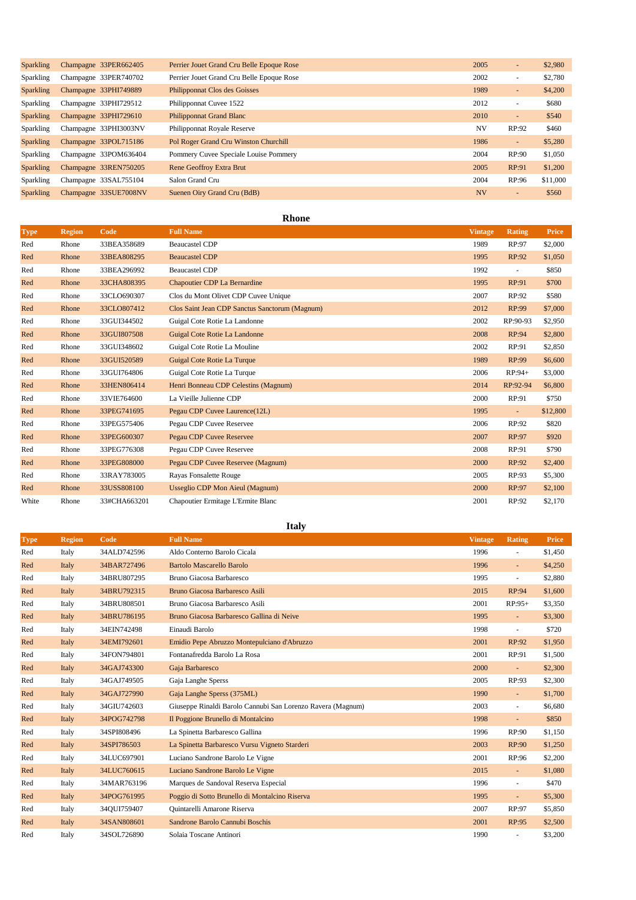| | | | | | | |
|---|---|---|---|---|---|---|
| Sparkling | Champagne | 33PER662405 | Perrier Jouet Grand Cru Belle Epoque Rose | 2005 | - | $2,980 |
| Sparkling | Champagne | 33PER740702 | Perrier Jouet Grand Cru Belle Epoque Rose | 2002 | - | $2,780 |
| Sparkling | Champagne | 33PHI749889 | Philipponnat Clos des Goisses | 1989 | - | $4,200 |
| Sparkling | Champagne | 33PHI729512 | Philipponnat Cuvee 1522 | 2012 | - | $680 |
| Sparkling | Champagne | 33PHI729610 | Philipponnat Grand Blanc | 2010 | - | $540 |
| Sparkling | Champagne | 33PHI3003NV | Philipponnat Royale Reserve | NV | RP:92 | $460 |
| Sparkling | Champagne | 33POL715186 | Pol Roger Grand Cru Winston Churchill | 1986 | - | $5,280 |
| Sparkling | Champagne | 33POM636404 | Pommery Cuvee Speciale Louise Pommery | 2004 | RP:90 | $1,050 |
| Sparkling | Champagne | 33REN750205 | Rene Geoffroy Extra Brut | 2005 | RP:91 | $1,200 |
| Sparkling | Champagne | 33SAL755104 | Salon Grand Cru | 2004 | RP:96 | $11,000 |
| Sparkling | Champagne | 33SUE7008NV | Suenen Oiry Grand Cru (BdB) | NV | - | $560 |

## Rhone

| Type | Region | Code | Full Name | Vintage | Rating | Price |
|---|---|---|---|---|---|---|
| Red | Rhone | 33BEA358689 | Beaucastel CDP | 1989 | RP:97 | $2,000 |
| Red | Rhone | 33BEA808295 | Beaucastel CDP | 1995 | RP:92 | $1,050 |
| Red | Rhone | 33BEA296992 | Beaucastel CDP | 1992 | - | $850 |
| Red | Rhone | 33CHA808395 | Chapoutier CDP La Bernardine | 1995 | RP:91 | $700 |
| Red | Rhone | 33CLO690307 | Clos du Mont Olivet CDP Cuvee Unique | 2007 | RP:92 | $580 |
| Red | Rhone | 33CLO807412 | Clos Saint Jean CDP Sanctus Sanctorum (Magnum) | 2012 | RP:99 | $7,000 |
| Red | Rhone | 33GUI344502 | Guigal Cote Rotie La Landonne | 2002 | RP:90-93 | $2,950 |
| Red | Rhone | 33GUI807508 | Guigal Cote Rotie La Landonne | 2008 | RP:94 | $2,800 |
| Red | Rhone | 33GUI348602 | Guigal Cote Rotie La Mouline | 2002 | RP:91 | $2,850 |
| Red | Rhone | 33GUI520589 | Guigal Cote Rotie La Turque | 1989 | RP:99 | $6,600 |
| Red | Rhone | 33GUI764806 | Guigal Cote Rotie La Turque | 2006 | RP:94+ | $3,000 |
| Red | Rhone | 33HEN806414 | Henri Bonneau CDP Celestins (Magnum) | 2014 | RP:92-94 | $6,800 |
| Red | Rhone | 33VIE764600 | La Vieille Julienne CDP | 2000 | RP:91 | $750 |
| Red | Rhone | 33PEG741695 | Pegau CDP Cuvee Laurence(12L) | 1995 | - | $12,800 |
| Red | Rhone | 33PEG575406 | Pegau CDP Cuvee Reservee | 2006 | RP:92 | $820 |
| Red | Rhone | 33PEG600307 | Pegau CDP Cuvee Reservee | 2007 | RP:97 | $920 |
| Red | Rhone | 33PEG776308 | Pegau CDP Cuvee Reservee | 2008 | RP:91 | $790 |
| Red | Rhone | 33PEG808000 | Pegau CDP Cuvee Reservee (Magnum) | 2000 | RP:92 | $2,400 |
| Red | Rhone | 33RAY783005 | Rayas Fonsalette Rouge | 2005 | RP:93 | $5,300 |
| Red | Rhone | 33USS808100 | Usseglio CDP Mon Aieul (Magnum) | 2000 | RP:97 | $2,100 |
| White | Rhone | 33#CHA663201 | Chapoutier Ermitage L'Ermite Blanc | 2001 | RP:92 | $2,170 |

## Italy

| Type | Region | Code | Full Name | Vintage | Rating | Price |
|---|---|---|---|---|---|---|
| Red | Italy | 34ALD742596 | Aldo Conterno Barolo Cicala | 1996 | - | $1,450 |
| Red | Italy | 34BAR727496 | Bartolo Mascarello Barolo | 1996 | - | $4,250 |
| Red | Italy | 34BRU807295 | Bruno Giacosa Barbaresco | 1995 | - | $2,880 |
| Red | Italy | 34BRU792315 | Bruno Giacosa Barbaresco Asili | 2015 | RP:94 | $1,600 |
| Red | Italy | 34BRU808501 | Bruno Giacosa Barbaresco Asili | 2001 | RP:95+ | $3,350 |
| Red | Italy | 34BRU786195 | Bruno Giacosa Barbaresco Gallina di Neive | 1995 | - | $3,300 |
| Red | Italy | 34EIN742498 | Einaudi Barolo | 1998 | - | $720 |
| Red | Italy | 34EMI792601 | Emidio Pepe Abruzzo Montepulciano d'Abruzzo | 2001 | RP:92 | $1,950 |
| Red | Italy | 34FON794801 | Fontanafredda Barolo La Rosa | 2001 | RP:91 | $1,500 |
| Red | Italy | 34GAJ743300 | Gaja Barbaresco | 2000 | - | $2,300 |
| Red | Italy | 34GAJ749505 | Gaja Langhe Sperss | 2005 | RP:93 | $2,300 |
| Red | Italy | 34GAJ727990 | Gaja Langhe Sperss (375ML) | 1990 | - | $1,700 |
| Red | Italy | 34GIU742603 | Giuseppe Rinaldi Barolo Cannubi San Lorenzo Ravera (Magnum) | 2003 | - | $6,680 |
| Red | Italy | 34POG742798 | Il Poggione Brunello di Montalcino | 1998 | - | $850 |
| Red | Italy | 34SPI808496 | La Spinetta Barbaresco Gallina | 1996 | RP:90 | $1,150 |
| Red | Italy | 34SPI786503 | La Spinetta Barbaresco Vursu Vigneto Starderi | 2003 | RP:90 | $1,250 |
| Red | Italy | 34LUC697901 | Luciano Sandrone Barolo Le Vigne | 2001 | RP:96 | $2,200 |
| Red | Italy | 34LUC760615 | Luciano Sandrone Barolo Le Vigne | 2015 | - | $1,080 |
| Red | Italy | 34MAR763196 | Marques de Sandoval Reserva Especial | 1996 | - | $470 |
| Red | Italy | 34POG761995 | Poggio di Sotto Brunello di Montalcino Riserva | 1995 | - | $5,300 |
| Red | Italy | 34QUI759407 | Quintarelli Amarone Riserva | 2007 | RP:97 | $5,850 |
| Red | Italy | 34SAN808601 | Sandrone Barolo Cannubi Boschis | 2001 | RP:95 | $2,500 |
| Red | Italy | 34SOL726890 | Solaia Toscane Antinori | 1990 | - | $3,200 |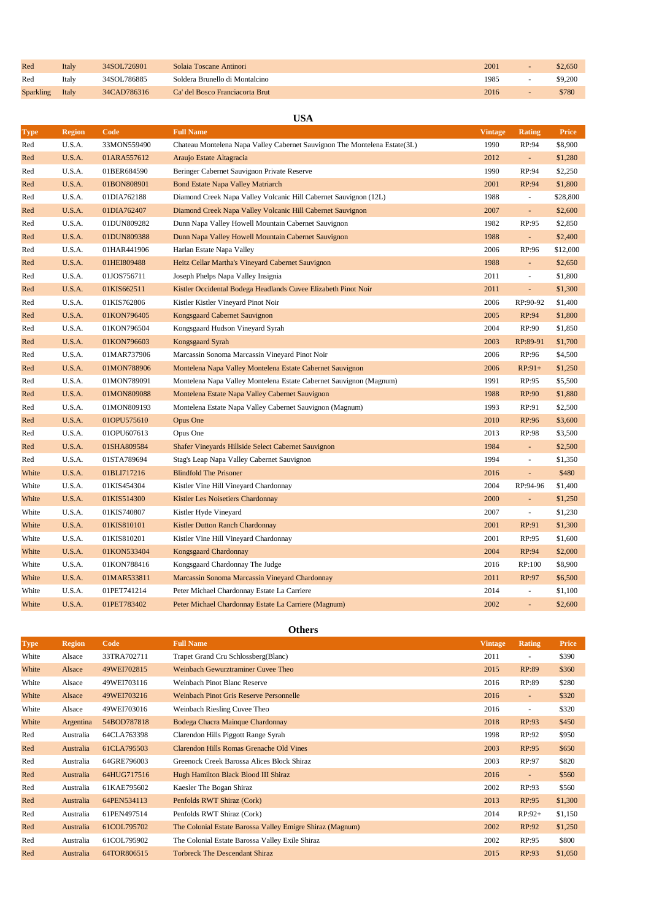| Red | Italy | 34SOL726901 | Solaia Toscane Antinori | 2001 | - | $2,650 |
|---|---|---|---|---|---|---|
| Red | Italy | 34SOL786885 | Soldera Brunello di Montalcino | 1985 | - | $9,200 |
| Sparkling | Italy | 34CAD786316 | Ca' del Bosco Franciacorta Brut | 2016 | - | $780 |

## USA

| Type | Region | Code | Full Name | Vintage | Rating | Price |
|---|---|---|---|---|---|---|
| Red | U.S.A. | 33MON559490 | Chateau Montelena Napa Valley Cabernet Sauvignon The Montelena Estate(3L) | 1990 | RP:94 | $8,900 |
| Red | U.S.A. | 01ARA557612 | Araujo Estate Altagracia | 2012 | - | $1,280 |
| Red | U.S.A. | 01BER684590 | Beringer Cabernet Sauvignon Private Reserve | 1990 | RP:94 | $2,250 |
| Red | U.S.A. | 01BON808901 | Bond Estate Napa Valley Matriarch | 2001 | RP:94 | $1,800 |
| Red | U.S.A. | 01DIA762188 | Diamond Creek Napa Valley Volcanic Hill Cabernet Sauvignon (12L) | 1988 | - | $28,800 |
| Red | U.S.A. | 01DIA762407 | Diamond Creek Napa Valley Volcanic Hill Cabernet Sauvignon | 2007 | - | $2,600 |
| Red | U.S.A. | 01DUN809282 | Dunn Napa Valley Howell Mountain Cabernet Sauvignon | 1982 | RP:95 | $2,850 |
| Red | U.S.A. | 01DUN809388 | Dunn Napa Valley Howell Mountain Cabernet Sauvignon | 1988 | - | $2,400 |
| Red | U.S.A. | 01HAR441906 | Harlan Estate Napa Valley | 2006 | RP:96 | $12,000 |
| Red | U.S.A. | 01HEI809488 | Heitz Cellar Martha's Vineyard Cabernet Sauvignon | 1988 | - | $2,650 |
| Red | U.S.A. | 01JOS756711 | Joseph Phelps Napa Valley Insignia | 2011 | - | $1,800 |
| Red | U.S.A. | 01KIS662511 | Kistler Occidental Bodega Headlands Cuvee Elizabeth Pinot Noir | 2011 | - | $1,300 |
| Red | U.S.A. | 01KIS762806 | Kistler Kistler Vineyard Pinot Noir | 2006 | RP:90-92 | $1,400 |
| Red | U.S.A. | 01KON796405 | Kongsgaard Cabernet Sauvignon | 2005 | RP:94 | $1,800 |
| Red | U.S.A. | 01KON796504 | Kongsgaard Hudson Vineyard Syrah | 2004 | RP:90 | $1,850 |
| Red | U.S.A. | 01KON796603 | Kongsgaard Syrah | 2003 | RP:89-91 | $1,700 |
| Red | U.S.A. | 01MAR737906 | Marcassin Sonoma Marcassin Vineyard Pinot Noir | 2006 | RP:96 | $4,500 |
| Red | U.S.A. | 01MON788906 | Montelena Napa Valley Montelena Estate Cabernet Sauvignon | 2006 | RP:91+ | $1,250 |
| Red | U.S.A. | 01MON789091 | Montelena Napa Valley Montelena Estate Cabernet Sauvignon (Magnum) | 1991 | RP:95 | $5,500 |
| Red | U.S.A. | 01MON809088 | Montelena Estate Napa Valley Cabernet Sauvignon | 1988 | RP:90 | $1,880 |
| Red | U.S.A. | 01MON809193 | Montelena Estate Napa Valley Cabernet Sauvignon (Magnum) | 1993 | RP:91 | $2,500 |
| Red | U.S.A. | 01OPU575610 | Opus One | 2010 | RP:96 | $3,600 |
| Red | U.S.A. | 01OPU607613 | Opus One | 2013 | RP:98 | $3,500 |
| Red | U.S.A. | 01SHA809584 | Shafer Vineyards Hillside Select Cabernet Sauvignon | 1984 | - | $2,500 |
| Red | U.S.A. | 01STA789694 | Stag's Leap Napa Valley Cabernet Sauvignon | 1994 | - | $1,350 |
| White | U.S.A. | 01BLI717216 | Blindfold The Prisoner | 2016 | - | $480 |
| White | U.S.A. | 01KIS454304 | Kistler Vine Hill Vineyard Chardonnay | 2004 | RP:94-96 | $1,400 |
| White | U.S.A. | 01KIS514300 | Kistler Les Noisetiers Chardonnay | 2000 | - | $1,250 |
| White | U.S.A. | 01KIS740807 | Kistler Hyde Vineyard | 2007 | - | $1,230 |
| White | U.S.A. | 01KIS810101 | Kistler Dutton Ranch Chardonnay | 2001 | RP:91 | $1,300 |
| White | U.S.A. | 01KIS810201 | Kistler Vine Hill Vineyard Chardonnay | 2001 | RP:95 | $1,600 |
| White | U.S.A. | 01KON533404 | Kongsgaard Chardonnay | 2004 | RP:94 | $2,000 |
| White | U.S.A. | 01KON788416 | Kongsgaard Chardonnay The Judge | 2016 | RP:100 | $8,900 |
| White | U.S.A. | 01MAR533811 | Marcassin Sonoma Marcassin Vineyard Chardonnay | 2011 | RP:97 | $6,500 |
| White | U.S.A. | 01PET741214 | Peter Michael Chardonnay Estate La Carriere | 2014 | - | $1,100 |
| White | U.S.A. | 01PET783402 | Peter Michael Chardonnay Estate La Carriere (Magnum) | 2002 | - | $2,600 |

## Others

| Type | Region | Code | Full Name | Vintage | Rating | Price |
|---|---|---|---|---|---|---|
| White | Alsace | 33TRA702711 | Trapet Grand Cru Schlossberg(Blanc) | 2011 | - | $390 |
| White | Alsace | 49WEI702815 | Weinbach Gewurztraminer Cuvee Theo | 2015 | RP:89 | $360 |
| White | Alsace | 49WEI703116 | Weinbach Pinot Blanc Reserve | 2016 | RP:89 | $280 |
| White | Alsace | 49WEI703216 | Weinbach Pinot Gris Reserve Personnelle | 2016 | - | $320 |
| White | Alsace | 49WEI703016 | Weinbach Riesling Cuvee Theo | 2016 | - | $320 |
| White | Argentina | 54BOD787818 | Bodega Chacra Mainque Chardonnay | 2018 | RP:93 | $450 |
| Red | Australia | 64CLA763398 | Clarendon Hills Piggott Range Syrah | 1998 | RP:92 | $950 |
| Red | Australia | 61CLA795503 | Clarendon Hills Romas Grenache Old Vines | 2003 | RP:95 | $650 |
| Red | Australia | 64GRE796003 | Greenock Creek Barossa Alices Block Shiraz | 2003 | RP:97 | $820 |
| Red | Australia | 64HUG717516 | Hugh Hamilton Black Blood III Shiraz | 2016 | - | $560 |
| Red | Australia | 61KAE795602 | Kaesler The Bogan Shiraz | 2002 | RP:93 | $560 |
| Red | Australia | 64PEN534113 | Penfolds RWT Shiraz (Cork) | 2013 | RP:95 | $1,300 |
| Red | Australia | 61PEN497514 | Penfolds RWT Shiraz (Cork) | 2014 | RP:92+ | $1,150 |
| Red | Australia | 61COL795702 | The Colonial Estate Barossa Valley Emigre Shiraz (Magnum) | 2002 | RP:92 | $1,250 |
| Red | Australia | 61COL795902 | The Colonial Estate Barossa Valley Exile Shiraz | 2002 | RP:95 | $800 |
| Red | Australia | 64TOR806515 | Torbreck The Descendant Shiraz | 2015 | RP:93 | $1,050 |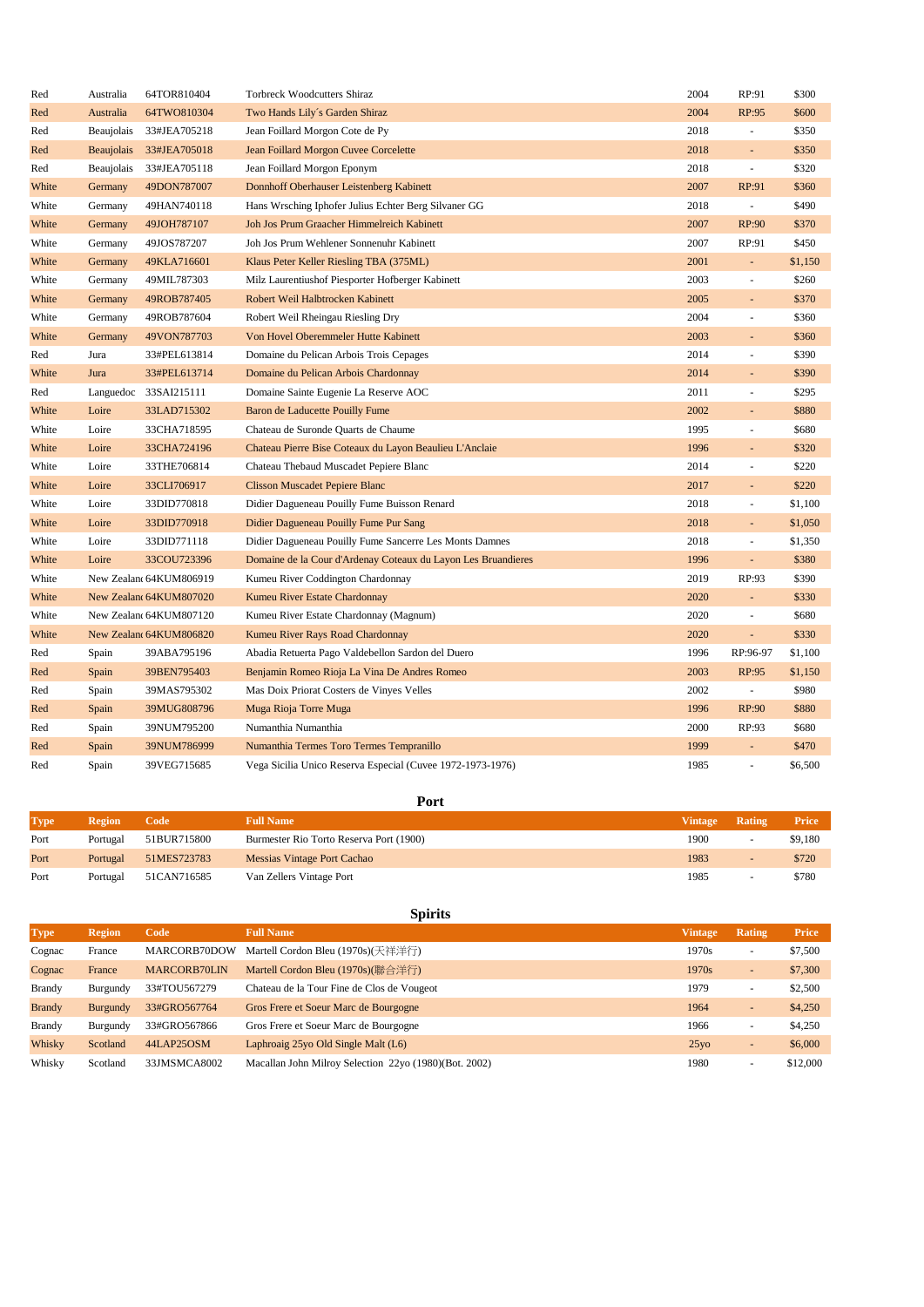| | | | | | | |
|---|---|---|---|---|---|---|
| Red | Australia | 64TOR810404 | Torbreck Woodcutters Shiraz | 2004 | RP:91 | $300 |
| Red | Australia | 64TWO810304 | Two Hands Lily´s Garden Shiraz | 2004 | RP:95 | $600 |
| Red | Beaujolais | 33#JEA705218 | Jean Foillard Morgon Cote de Py | 2018 | - | $350 |
| Red | Beaujolais | 33#JEA705018 | Jean Foillard Morgon Cuvee Corcelette | 2018 | - | $350 |
| Red | Beaujolais | 33#JEA705118 | Jean Foillard Morgon Eponym | 2018 | - | $320 |
| White | Germany | 49DON787007 | Donnhoff Oberhauser Leistenberg Kabinett | 2007 | RP:91 | $360 |
| White | Germany | 49HAN740118 | Hans Wrsching Iphofer Julius Echter Berg Silvaner GG | 2018 | - | $490 |
| White | Germany | 49JOH787107 | Joh Jos Prum Graacher Himmelreich Kabinett | 2007 | RP:90 | $370 |
| White | Germany | 49JOS787207 | Joh Jos Prum Wehlener Sonnenuhr Kabinett | 2007 | RP:91 | $450 |
| White | Germany | 49KLA716601 | Klaus Peter Keller Riesling TBA (375ML) | 2001 | - | $1,150 |
| White | Germany | 49MIL787303 | Milz Laurentiushof Piesporter Hofberger Kabinett | 2003 | - | $260 |
| White | Germany | 49ROB787405 | Robert Weil Halbtrocken Kabinett | 2005 | - | $370 |
| White | Germany | 49ROB787604 | Robert Weil Rheingau Riesling Dry | 2004 | - | $360 |
| White | Germany | 49VON787703 | Von Hovel Oberemmeler Hutte Kabinett | 2003 | - | $360 |
| Red | Jura | 33#PEL613814 | Domaine du Pelican Arbois Trois Cepages | 2014 | - | $390 |
| White | Jura | 33#PEL613714 | Domaine du Pelican Arbois Chardonnay | 2014 | - | $390 |
| Red | Languedoc | 33SAI215111 | Domaine Sainte Eugenie La Reserve AOC | 2011 | - | $295 |
| White | Loire | 33LAD715302 | Baron de Laducette Pouilly Fume | 2002 | - | $880 |
| White | Loire | 33CHA718595 | Chateau de Suronde Quarts de Chaume | 1995 | - | $680 |
| White | Loire | 33CHA724196 | Chateau Pierre Bise Coteaux du Layon Beaulieu L'Anclaie | 1996 | - | $320 |
| White | Loire | 33THE706814 | Chateau Thebaud Muscadet Pepiere Blanc | 2014 | - | $220 |
| White | Loire | 33CLI706917 | Clisson Muscadet Pepiere Blanc | 2017 | - | $220 |
| White | Loire | 33DID770818 | Didier Dagueneau Pouilly Fume Buisson Renard | 2018 | - | $1,100 |
| White | Loire | 33DID770918 | Didier Dagueneau Pouilly Fume Pur Sang | 2018 | - | $1,050 |
| White | Loire | 33DID771118 | Didier Dagueneau Pouilly Fume Sancerre Les Monts Damnes | 2018 | - | $1,350 |
| White | Loire | 33COU723396 | Domaine de la Cour d'Ardenay Coteaux du Layon Les Bruandieres | 1996 | - | $380 |
| White | New Zealand | 64KUM806919 | Kumeu River Coddington Chardonnay | 2019 | RP:93 | $390 |
| White | New Zealand | 64KUM807020 | Kumeu River Estate Chardonnay | 2020 | - | $330 |
| White | New Zealand | 64KUM807120 | Kumeu River Estate Chardonnay (Magnum) | 2020 | - | $680 |
| White | New Zealand | 64KUM806820 | Kumeu River Rays Road Chardonnay | 2020 | - | $330 |
| Red | Spain | 39ABA795196 | Abadia Retuerta Pago Valdebellon Sardon del Duero | 1996 | RP:96-97 | $1,100 |
| Red | Spain | 39BEN795403 | Benjamin Romeo Rioja La Vina De Andres Romeo | 2003 | RP:95 | $1,150 |
| Red | Spain | 39MAS795302 | Mas Doix Priorat Costers de Vinyes Velles | 2002 | - | $980 |
| Red | Spain | 39MUG808796 | Muga Rioja Torre Muga | 1996 | RP:90 | $880 |
| Red | Spain | 39NUM795200 | Numanthia Numanthia | 2000 | RP:93 | $680 |
| Red | Spain | 39NUM786999 | Numanthia Termes Toro Termes Tempranillo | 1999 | - | $470 |
| Red | Spain | 39VEG715685 | Vega Sicilia Unico Reserva Especial (Cuvee 1972-1973-1976) | 1985 | - | $6,500 |

## Port

| Type | Region | Code | Full Name | Vintage | Rating | Price |
|---|---|---|---|---|---|---|
| Port | Portugal | 51BUR715800 | Burmester Rio Torto Reserva Port (1900) | 1900 | - | $9,180 |
| Port | Portugal | 51MES723783 | Messias Vintage Port Cachao | 1983 | - | $720 |
| Port | Portugal | 51CAN716585 | Van Zellers Vintage Port | 1985 | - | $780 |

## Spirits

| Type | Region | Code | Full Name | Vintage | Rating | Price |
|---|---|---|---|---|---|---|
| Cognac | France | MARCORB70DOW | Martell Cordon Bleu (1970s)(天祥洋行) | 1970s | - | $7,500 |
| Cognac | France | MARCORB70LIN | Martell Cordon Bleu (1970s)(聯合洋行) | 1970s | - | $7,300 |
| Brandy | Burgundy | 33#TOU567279 | Chateau de la Tour Fine de Clos de Vougeot | 1979 | - | $2,500 |
| Brandy | Burgundy | 33#GRO567764 | Gros Frere et Soeur Marc de Bourgogne | 1964 | - | $4,250 |
| Brandy | Burgundy | 33#GRO567866 | Gros Frere et Soeur Marc de Bourgogne | 1966 | - | $4,250 |
| Whisky | Scotland | 44LAP25OSM | Laphroaig 25yo Old Single Malt (L6) | 25yo | - | $6,000 |
| Whisky | Scotland | 33JMSMCA8002 | Macallan John Milroy Selection 22yo (1980)(Bot. 2002) | 1980 | - | $12,000 |